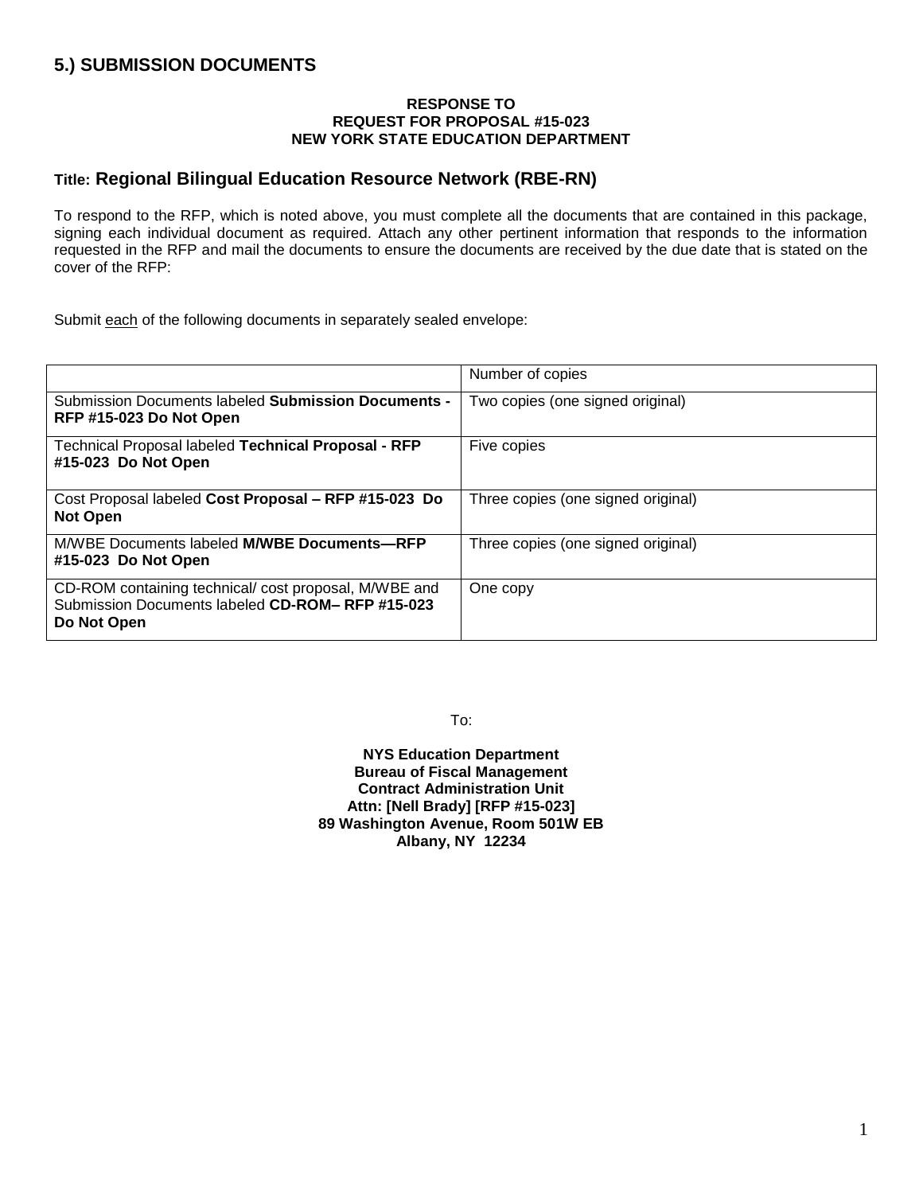## 5.) SUBMISSION DOCUMENTS

**RESPONSE TO**
**REQUEST FOR PROPOSAL #15-023**
**NEW YORK STATE EDUCATION DEPARTMENT**

### Title: Regional Bilingual Education Resource Network (RBE-RN)

To respond to the RFP, which is noted above, you must complete all the documents that are contained in this package, signing each individual document as required. Attach any other pertinent information that responds to the information requested in the RFP and mail the documents to ensure the documents are received by the due date that is stated on the cover of the RFP:

Submit each of the following documents in separately sealed envelope:

| | Number of copies |
|---|---|
| Submission Documents labeled **Submission Documents - RFP #15-023 Do Not Open** | Two copies (one signed original) |
| Technical Proposal labeled **Technical Proposal - RFP #15-023 Do Not Open** | Five copies |
| Cost Proposal labeled **Cost Proposal – RFP #15-023 Do Not Open** | Three copies (one signed original) |
| M/WBE Documents labeled **M/WBE Documents—RFP #15-023 Do Not Open** | Three copies (one signed original) |
| CD-ROM containing technical/ cost proposal, M/WBE and Submission Documents labeled **CD-ROM– RFP #15-023 Do Not Open** | One copy |

To:

**NYS Education Department**
**Bureau of Fiscal Management**
**Contract Administration Unit**
**Attn: [Nell Brady] [RFP #15-023]**
**89 Washington Avenue, Room 501W EB**
**Albany, NY 12234**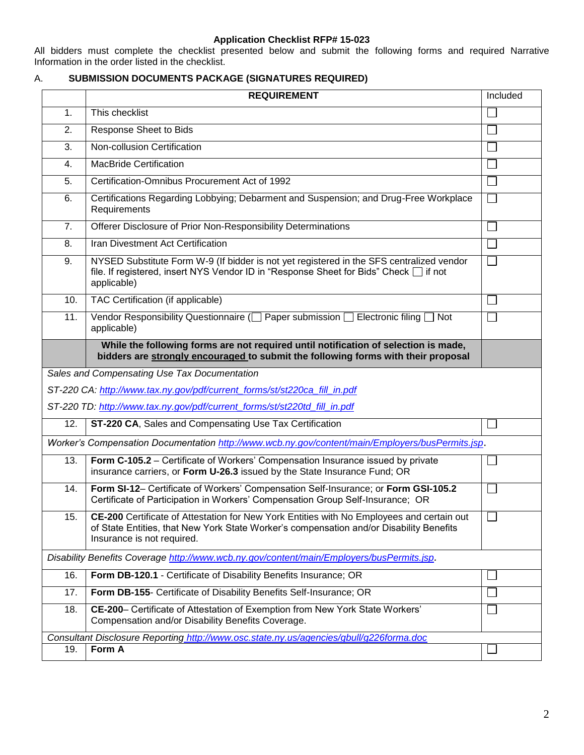**Application Checklist RFP# 15-023**

All bidders must complete the checklist presented below and submit the following forms and required Narrative Information in the order listed in the checklist.

## A. SUBMISSION DOCUMENTS PACKAGE (SIGNATURES REQUIRED)

| | REQUIREMENT | Included |
|---|---|---|
| 1. | This checklist | ☐ |
| 2. | Response Sheet to Bids | ☐ |
| 3. | Non-collusion Certification | ☐ |
| 4. | MacBride Certification | ☐ |
| 5. | Certification-Omnibus Procurement Act of 1992 | ☐ |
| 6. | Certifications Regarding Lobbying; Debarment and Suspension; and Drug-Free Workplace Requirements | ☐ |
| 7. | Offerer Disclosure of Prior Non-Responsibility Determinations | ☐ |
| 8. | Iran Divestment Act Certification | ☐ |
| 9. | NYSED Substitute Form W-9 (If bidder is not yet registered in the SFS centralized vendor file. If registered, insert NYS Vendor ID in "Response Sheet for Bids" Check ☐ if not applicable) | ☐ |
| 10. | TAC Certification (if applicable) | ☐ |
| 11. | Vendor Responsibility Questionnaire (☐ Paper submission ☐ Electronic filing ☐ Not applicable) | ☐ |
| | **While the following forms are not required until notification of selection is made, bidders are strongly encouraged to submit the following forms with their proposal** | |
| *Sales and Compensating Use Tax Documentation*<br>*ST-220 CA: http://www.tax.ny.gov/pdf/current_forms/st/st220ca_fill_in.pdf*<br>*ST-220 TD: http://www.tax.ny.gov/pdf/current_forms/st/st220td_fill_in.pdf* | | |
| 12. | **ST-220 CA**, Sales and Compensating Use Tax Certification | ☐ |
| *Worker's Compensation Documentation http://www.wcb.ny.gov/content/main/Employers/busPermits.jsp.* | | |
| 13. | **Form C-105.2** – Certificate of Workers' Compensation Insurance issued by private insurance carriers, or **Form U-26.3** issued by the State Insurance Fund; OR | ☐ |
| 14. | **Form SI-12**– Certificate of Workers' Compensation Self-Insurance; or **Form GSI-105.2** Certificate of Participation in Workers' Compensation Group Self-Insurance; OR | ☐ |
| 15. | **CE-200** Certificate of Attestation for New York Entities with No Employees and certain out of State Entities, that New York State Worker's compensation and/or Disability Benefits Insurance is not required. | ☐ |
| *Disability Benefits Coverage http://www.wcb.ny.gov/content/main/Employers/busPermits.jsp.* | | |
| 16. | **Form DB-120.1** - Certificate of Disability Benefits Insurance; OR | ☐ |
| 17. | **Form DB-155**- Certificate of Disability Benefits Self-Insurance; OR | ☐ |
| 18. | **CE-200**– Certificate of Attestation of Exemption from New York State Workers' Compensation and/or Disability Benefits Coverage. | ☐ |
| *Consultant Disclosure Reporting http://www.osc.state.ny.us/agencies/gbull/g226forma.doc* | | |
| 19. | **Form A** | ☐ |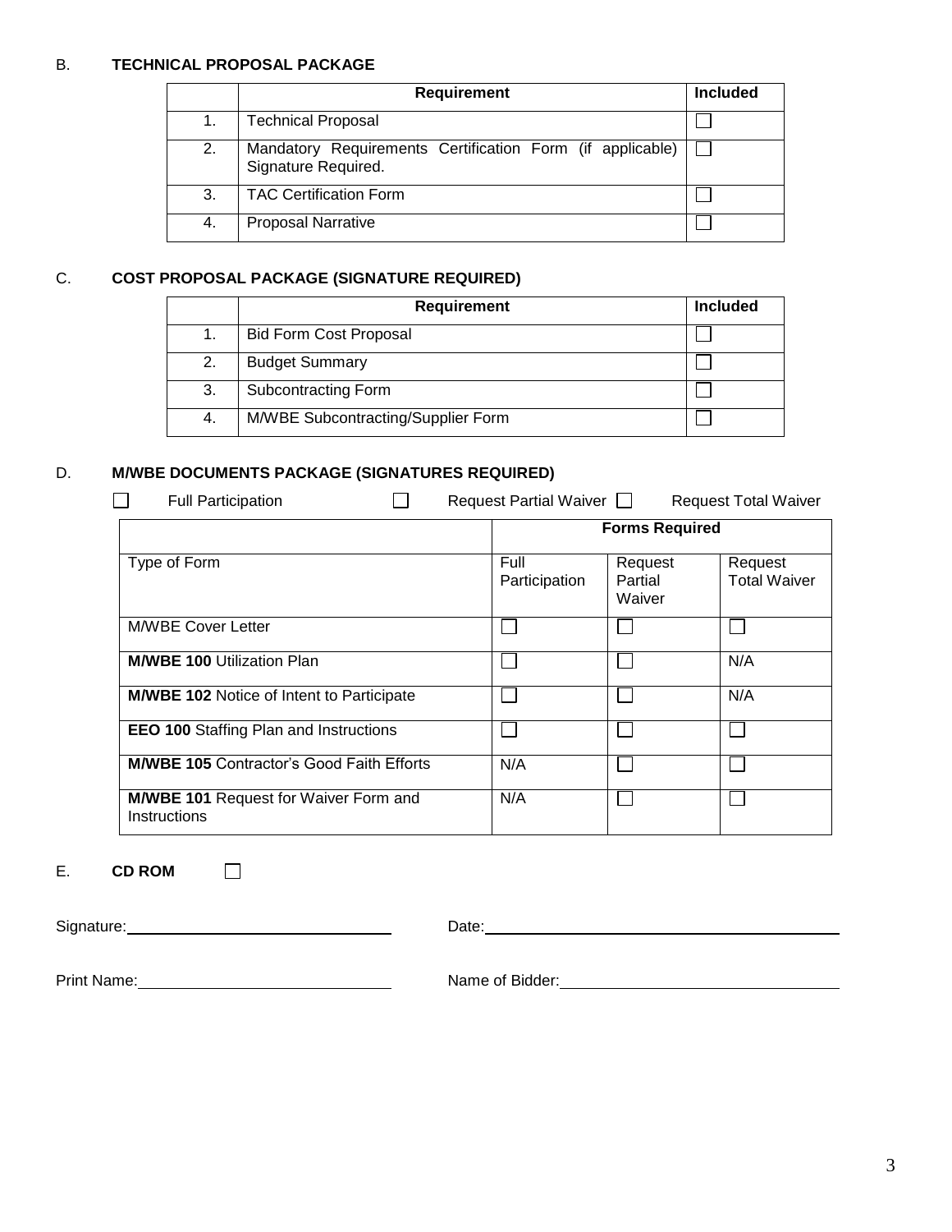B. **TECHNICAL PROPOSAL PACKAGE**

| | Requirement | Included |
|---|---|---|
| 1. | Technical Proposal | ☐ |
| 2. | Mandatory Requirements Certification Form (if applicable) Signature Required. | ☐ |
| 3. | TAC Certification Form | ☐ |
| 4. | Proposal Narrative | ☐ |

C. **COST PROPOSAL PACKAGE (SIGNATURE REQUIRED)**

| | Requirement | Included |
|---|---|---|
| 1. | Bid Form Cost Proposal | ☐ |
| 2. | Budget Summary | ☐ |
| 3. | Subcontracting Form | ☐ |
| 4. | M/WBE Subcontracting/Supplier Form | ☐ |

D. **M/WBE DOCUMENTS PACKAGE (SIGNATURES REQUIRED)**

☐ Full Participation ☐ Request Partial Waiver ☐ Request Total Waiver

| | Forms Required | | |
|---|---|---|---|
| Type of Form | Full Participation | Request Partial Waiver | Request Total Waiver |
| M/WBE Cover Letter | ☐ | ☐ | ☐ |
| **M/WBE 100** Utilization Plan | ☐ | ☐ | N/A |
| **M/WBE 102** Notice of Intent to Participate | ☐ | ☐ | N/A |
| **EEO 100** Staffing Plan and Instructions | ☐ | ☐ | ☐ |
| **M/WBE 105** Contractor's Good Faith Efforts | N/A | ☐ | ☐ |
| **M/WBE 101** Request for Waiver Form and Instructions | N/A | ☐ | ☐ |

E. **CD ROM** ☐

Signature:______________________________ Date:__________________________________________

Print Name:_____________________________ Name of Bidder:________________________________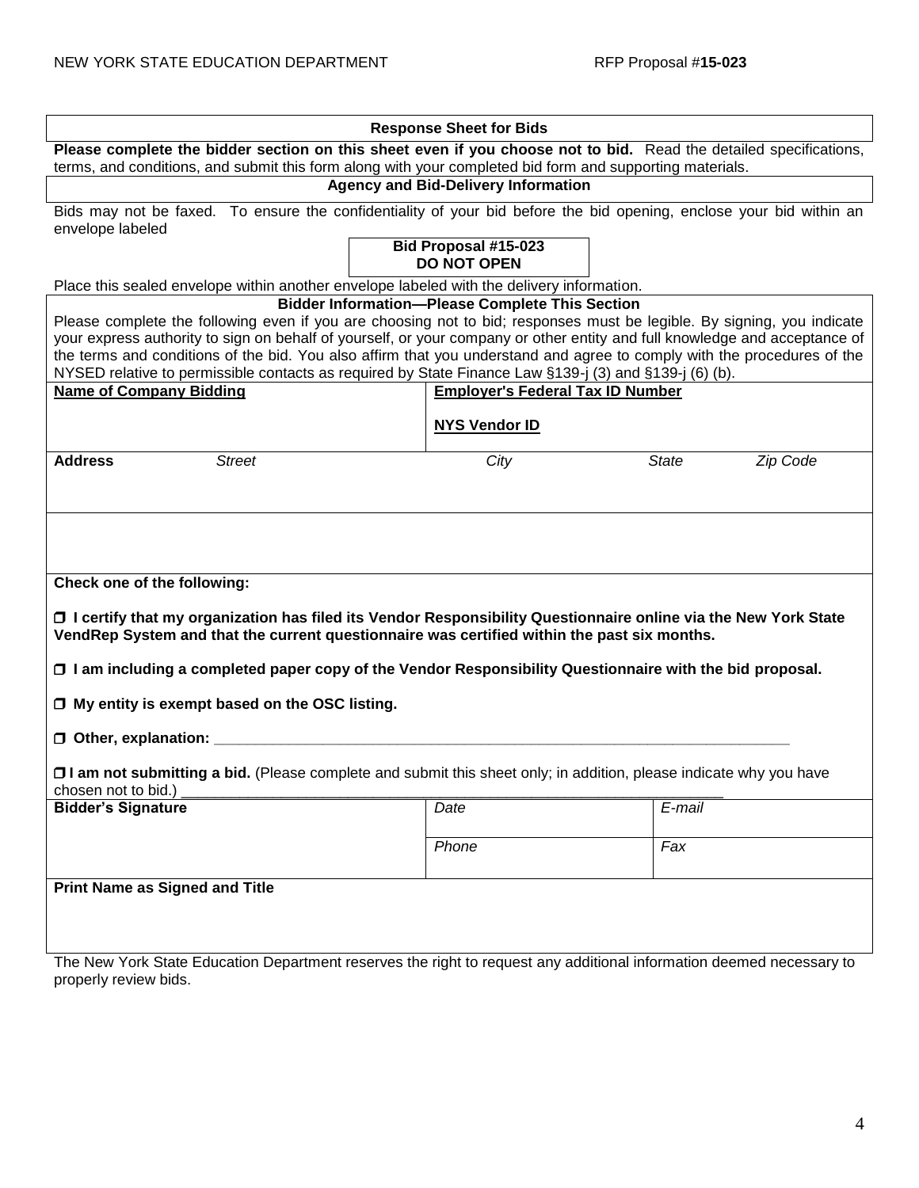## Response Sheet for Bids

**Please complete the bidder section on this sheet even if you choose not to bid.** Read the detailed specifications, terms, and conditions, and submit this form along with your completed bid form and supporting materials.

### Agency and Bid-Delivery Information

Bids may not be faxed. To ensure the confidentiality of your bid before the bid opening, enclose your bid within an envelope labeled

**Bid Proposal #15-023**
**DO NOT OPEN**

Place this sealed envelope within another envelope labeled with the delivery information.

### Bidder Information—Please Complete This Section

Please complete the following even if you are choosing not to bid; responses must be legible. By signing, you indicate your express authority to sign on behalf of yourself, or your company or other entity and full knowledge and acceptance of the terms and conditions of the bid. You also affirm that you understand and agree to comply with the procedures of the NYSED relative to permissible contacts as required by State Finance Law §139-j (3) and §139-j (6) (b).

| **Name of Company Bidding** | **Employer's Federal Tax ID Number** | | |
|---|---|---|---|
| | **NYS Vendor ID** | | |
| **Address** *Street* | *City* | *State* | *Zip Code* |
| | | | |

**Check one of the following:**

☐ **I certify that my organization has filed its Vendor Responsibility Questionnaire online via the New York State VendRep System and that the current questionnaire was certified within the past six months.**

☐ **I am including a completed paper copy of the Vendor Responsibility Questionnaire with the bid proposal.**

☐ **My entity is exempt based on the OSC listing.**

☐ **Other, explanation:** ___________________________________________________________________

☐ **I am not submitting a bid.** (Please complete and submit this sheet only; in addition, please indicate why you have chosen not to bid.) ___________________________________________________________________

| **Bidder's Signature** | *Date* | *E-mail* |
|---|---|---|
| | *Phone* | *Fax* |
| **Print Name as Signed and Title** | | |

The New York State Education Department reserves the right to request any additional information deemed necessary to properly review bids.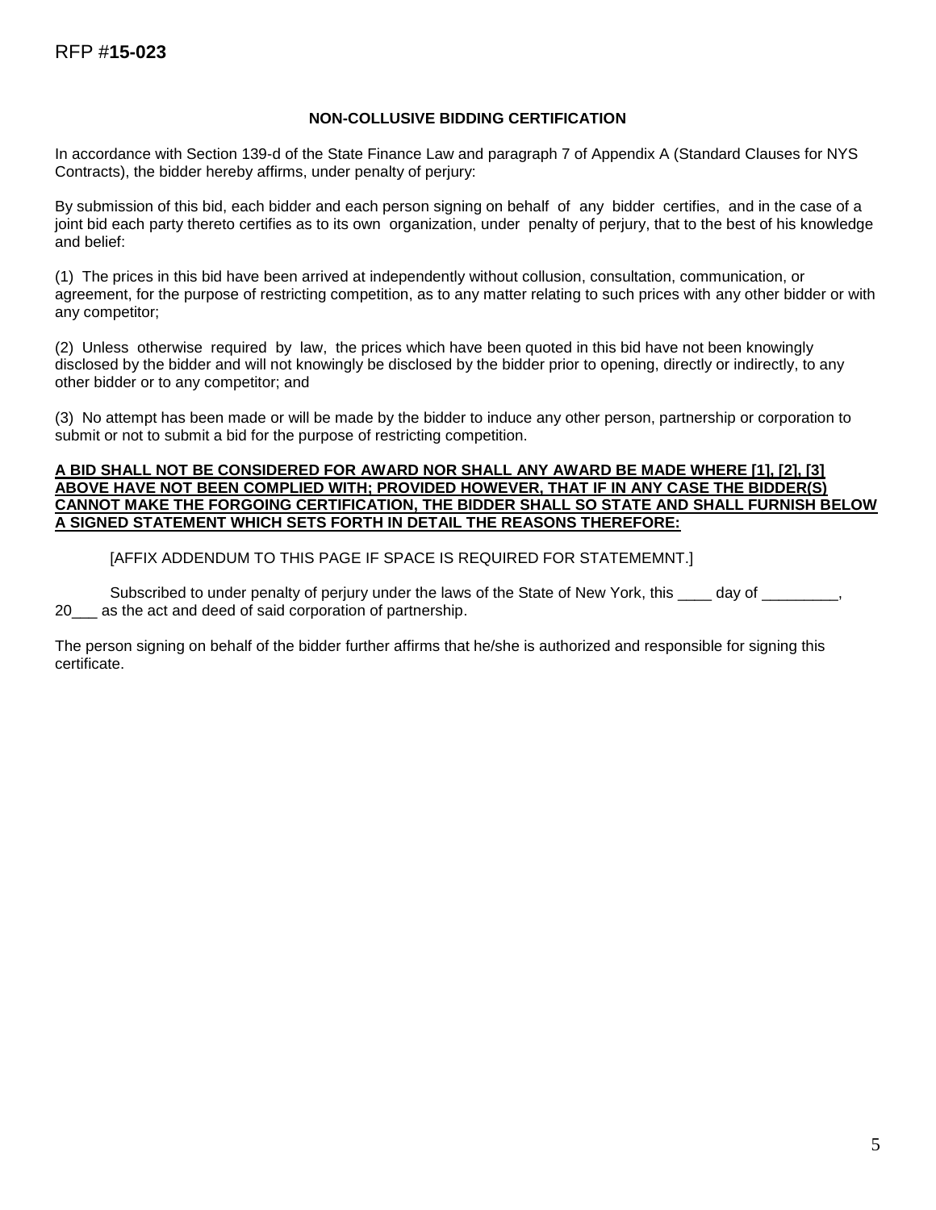RFP #**15-023**

## NON-COLLUSIVE BIDDING CERTIFICATION

In accordance with Section 139-d of the State Finance Law and paragraph 7 of Appendix A (Standard Clauses for NYS Contracts), the bidder hereby affirms, under penalty of perjury:

By submission of this bid, each bidder and each person signing on behalf of any bidder certifies, and in the case of a joint bid each party thereto certifies as to its own organization, under penalty of perjury, that to the best of his knowledge and belief:

(1) The prices in this bid have been arrived at independently without collusion, consultation, communication, or agreement, for the purpose of restricting competition, as to any matter relating to such prices with any other bidder or with any competitor;

(2) Unless otherwise required by law, the prices which have been quoted in this bid have not been knowingly disclosed by the bidder and will not knowingly be disclosed by the bidder prior to opening, directly or indirectly, to any other bidder or to any competitor; and

(3) No attempt has been made or will be made by the bidder to induce any other person, partnership or corporation to submit or not to submit a bid for the purpose of restricting competition.

**A BID SHALL NOT BE CONSIDERED FOR AWARD NOR SHALL ANY AWARD BE MADE WHERE [1], [2], [3] ABOVE HAVE NOT BEEN COMPLIED WITH; PROVIDED HOWEVER, THAT IF IN ANY CASE THE BIDDER(S) CANNOT MAKE THE FORGOING CERTIFICATION, THE BIDDER SHALL SO STATE AND SHALL FURNISH BELOW A SIGNED STATEMENT WHICH SETS FORTH IN DETAIL THE REASONS THEREFORE:**

[AFFIX ADDENDUM TO THIS PAGE IF SPACE IS REQUIRED FOR STATEMEMNT.]

Subscribed to under penalty of perjury under the laws of the State of New York, this ____ day of _________, 20___ as the act and deed of said corporation of partnership.

The person signing on behalf of the bidder further affirms that he/she is authorized and responsible for signing this certificate.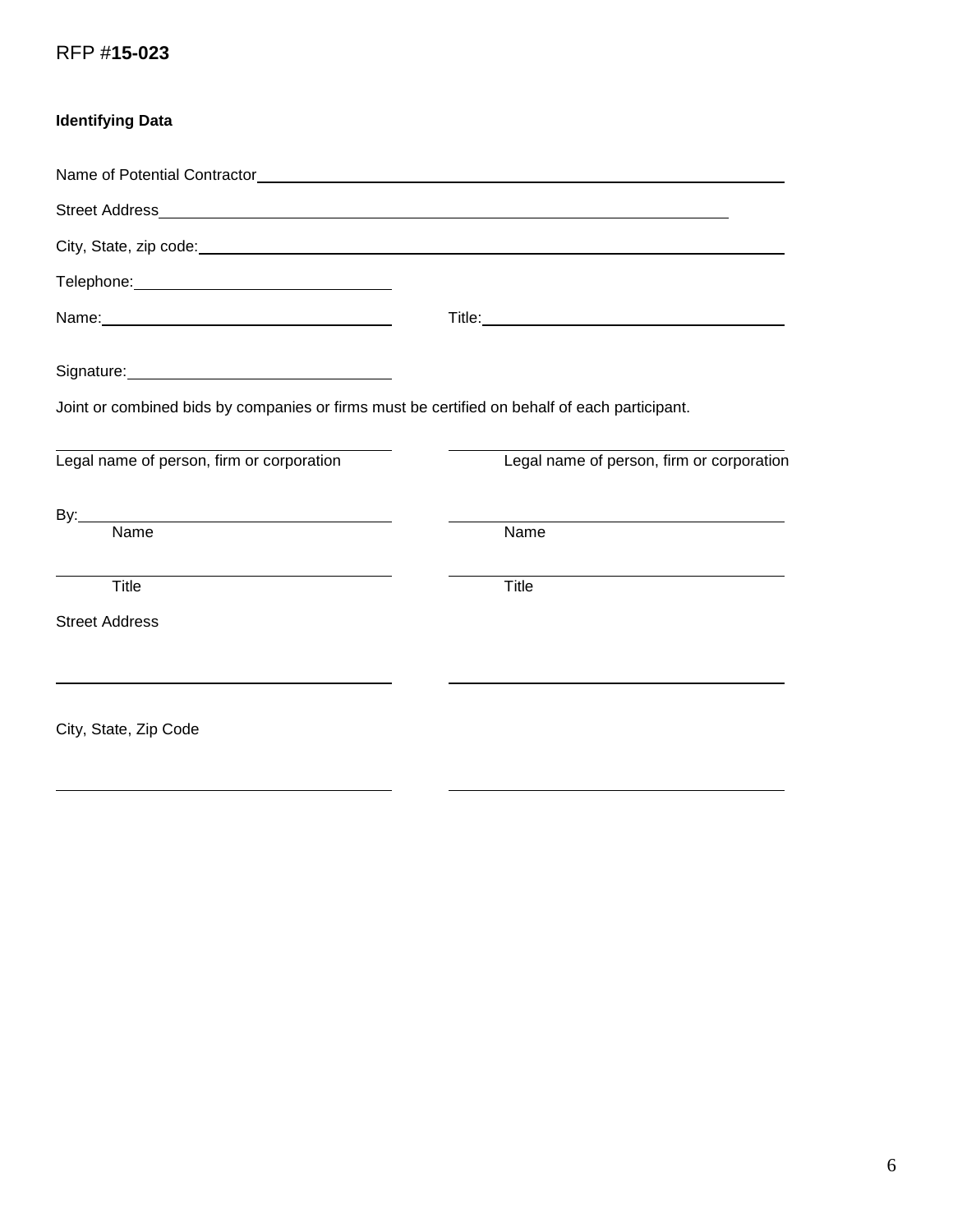RFP #**15-023**

**Identifying Data**

Name of Potential Contractor\_\_\_\_\_\_\_\_\_\_\_\_\_\_\_\_\_\_\_\_\_\_\_\_\_\_\_\_\_\_\_\_\_\_\_\_\_\_\_\_\_\_\_\_\_\_\_\_\_\_\_\_\_\_\_\_\_\_

Street Address\_\_\_\_\_\_\_\_\_\_\_\_\_\_\_\_\_\_\_\_\_\_\_\_\_\_\_\_\_\_\_\_\_\_\_\_\_\_\_\_\_\_\_\_\_\_\_\_\_\_\_\_\_\_\_\_\_\_\_\_\_\_\_

City, State, zip code:\_\_\_\_\_\_\_\_\_\_\_\_\_\_\_\_\_\_\_\_\_\_\_\_\_\_\_\_\_\_\_\_\_\_\_\_\_\_\_\_\_\_\_\_\_\_\_\_\_\_\_\_\_\_\_\_\_\_\_\_\_\_

Telephone:\_\_\_\_\_\_\_\_\_\_\_\_\_\_\_\_\_\_\_\_\_\_\_\_\_\_\_\_\_\_

Name:\_\_\_\_\_\_\_\_\_\_\_\_\_\_\_\_\_\_\_\_\_\_\_\_\_\_\_\_\_\_\_\_\_\_ Title:\_\_\_\_\_\_\_\_\_\_\_\_\_\_\_\_\_\_\_\_\_\_\_\_\_\_\_\_\_\_\_\_\_\_

Signature:\_\_\_\_\_\_\_\_\_\_\_\_\_\_\_\_\_\_\_\_\_\_\_\_\_\_\_\_\_\_

Joint or combined bids by companies or firms must be certified on behalf of each participant.

| | |
|---|---|
| \_\_\_\_\_\_\_\_\_\_\_\_\_\_\_\_\_\_\_\_\_\_\_\_\_\_\_\_\_\_\_\_\_\_\_\_ | \_\_\_\_\_\_\_\_\_\_\_\_\_\_\_\_\_\_\_\_\_\_\_\_\_\_\_\_\_\_\_\_\_\_\_\_ |
| Legal name of person, firm or corporation | Legal name of person, firm or corporation |
| By:\_\_\_\_\_\_\_\_\_\_\_\_\_\_\_\_\_\_\_\_\_\_\_\_\_\_\_\_\_\_\_\_\_ | \_\_\_\_\_\_\_\_\_\_\_\_\_\_\_\_\_\_\_\_\_\_\_\_\_\_\_\_\_\_\_\_\_\_\_\_ |
| Name | Name |
| \_\_\_\_\_\_\_\_\_\_\_\_\_\_\_\_\_\_\_\_\_\_\_\_\_\_\_\_\_\_\_\_\_\_\_\_ | \_\_\_\_\_\_\_\_\_\_\_\_\_\_\_\_\_\_\_\_\_\_\_\_\_\_\_\_\_\_\_\_\_\_\_\_ |
| Title | Title |
| Street Address | |
| \_\_\_\_\_\_\_\_\_\_\_\_\_\_\_\_\_\_\_\_\_\_\_\_\_\_\_\_\_\_\_\_\_\_\_\_ | \_\_\_\_\_\_\_\_\_\_\_\_\_\_\_\_\_\_\_\_\_\_\_\_\_\_\_\_\_\_\_\_\_\_\_\_ |
| City, State, Zip Code | |
| \_\_\_\_\_\_\_\_\_\_\_\_\_\_\_\_\_\_\_\_\_\_\_\_\_\_\_\_\_\_\_\_\_\_\_\_ | \_\_\_\_\_\_\_\_\_\_\_\_\_\_\_\_\_\_\_\_\_\_\_\_\_\_\_\_\_\_\_\_\_\_\_\_ |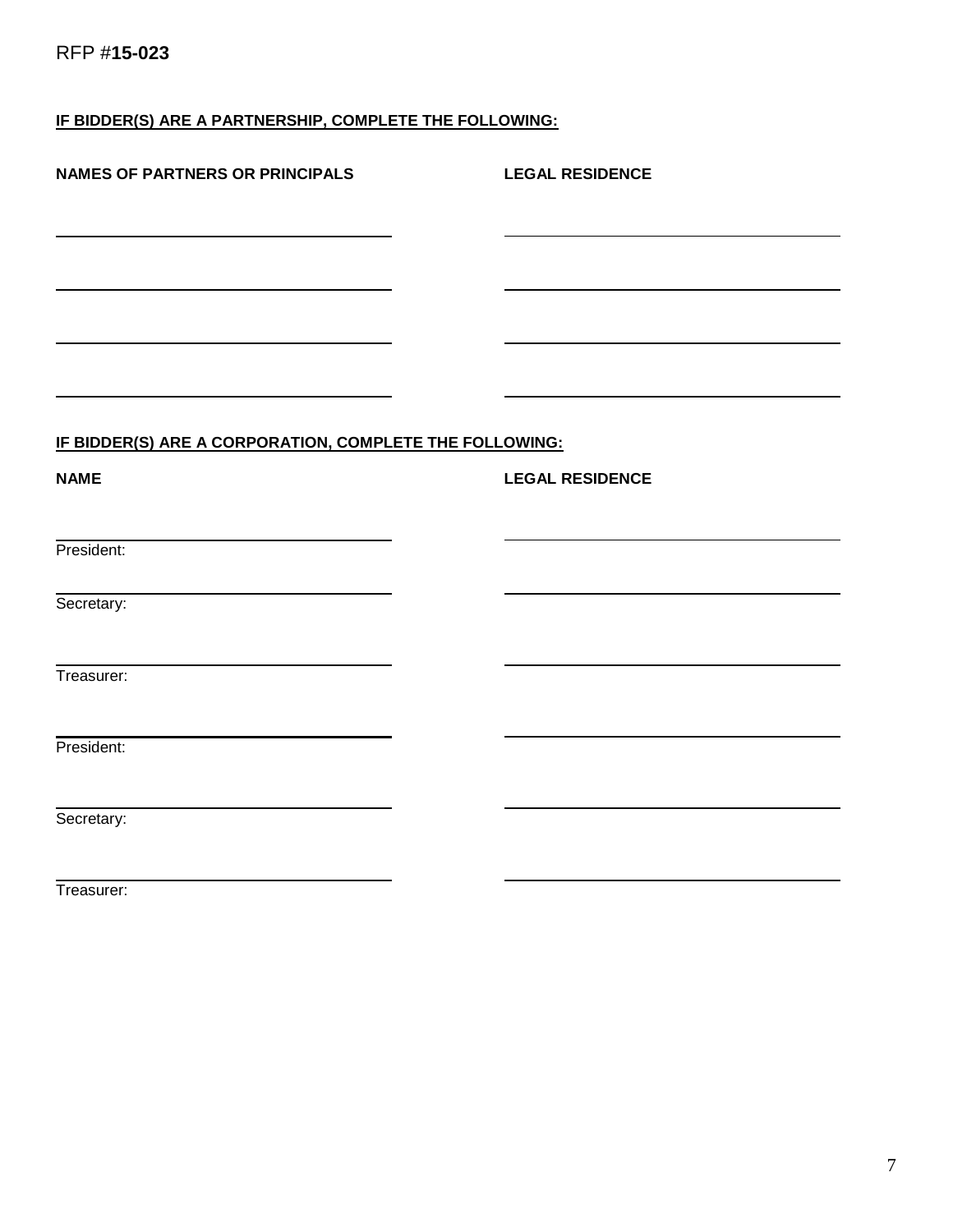**IF BIDDER(S) ARE A PARTNERSHIP, COMPLETE THE FOLLOWING:**

| NAMES OF PARTNERS OR PRINCIPALS | LEGAL RESIDENCE |
|---|---|
| ______________________________ | ______________________________ |
| ______________________________ | ______________________________ |
| ______________________________ | ______________________________ |
| ______________________________ | ______________________________ |

**IF BIDDER(S) ARE A CORPORATION, COMPLETE THE FOLLOWING:**

| NAME | LEGAL RESIDENCE |
|---|---|
| President: ______________________________ | ______________________________ |
| Secretary: ______________________________ | ______________________________ |
| Treasurer: ______________________________ | ______________________________ |
| President: ______________________________ | ______________________________ |
| Secretary: ______________________________ | ______________________________ |
| Treasurer: ______________________________ | ______________________________ |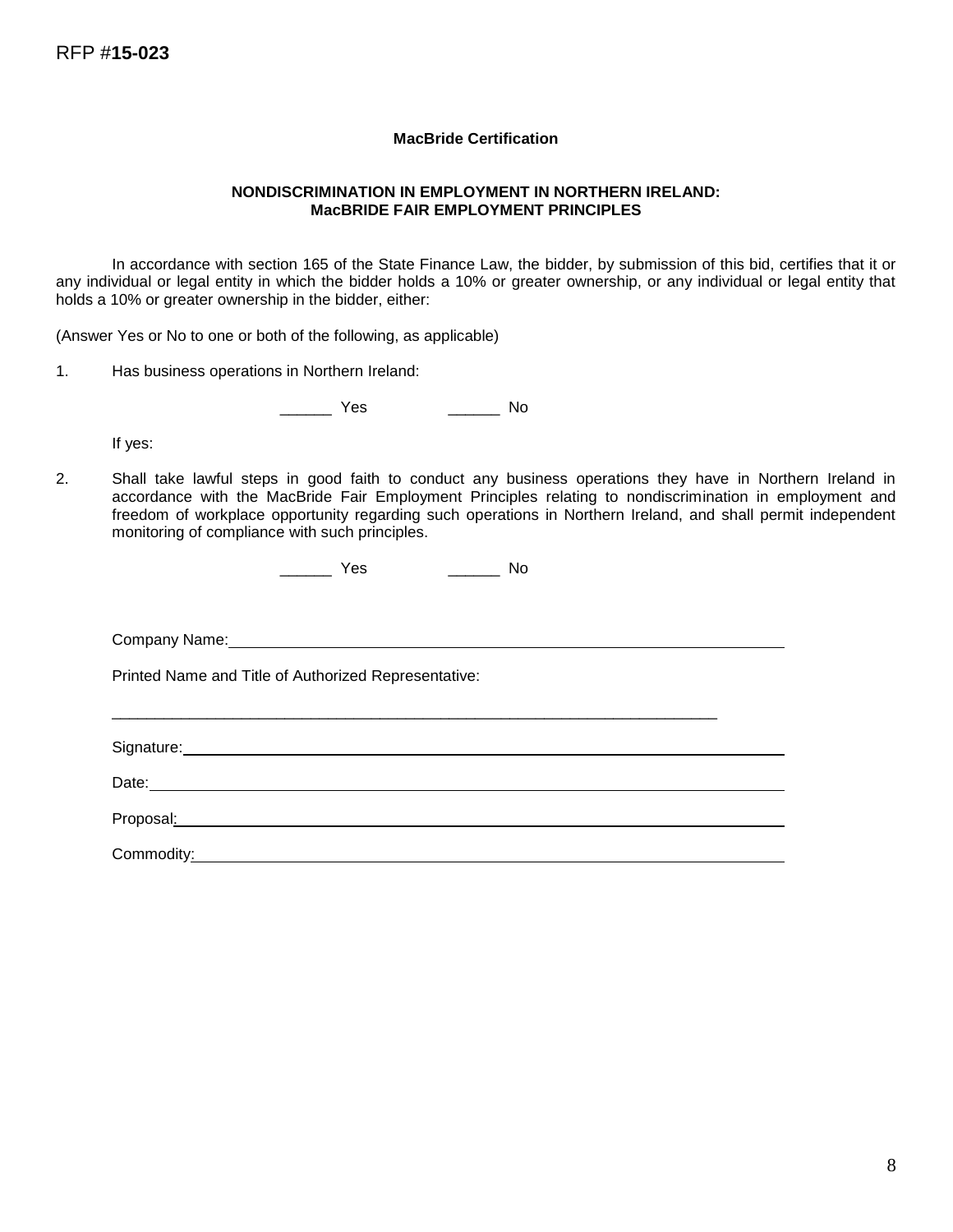RFP #**15-023**

**MacBride Certification**

**NONDISCRIMINATION IN EMPLOYMENT IN NORTHERN IRELAND: MacBRIDE FAIR EMPLOYMENT PRINCIPLES**

In accordance with section 165 of the State Finance Law, the bidder, by submission of this bid, certifies that it or any individual or legal entity in which the bidder holds a 10% or greater ownership, or any individual or legal entity that holds a 10% or greater ownership in the bidder, either:

(Answer Yes or No to one or both of the following, as applicable)

1. Has business operations in Northern Ireland:

   ______ Yes ______ No

   If yes:

2. Shall take lawful steps in good faith to conduct any business operations they have in Northern Ireland in accordance with the MacBride Fair Employment Principles relating to nondiscrimination in employment and freedom of workplace opportunity regarding such operations in Northern Ireland, and shall permit independent monitoring of compliance with such principles.

   ______ Yes ______ No

Company Name: ______________________________

Printed Name and Title of Authorized Representative:

______________________________

Signature: ______________________________

Date: ______________________________

Proposal: ______________________________

Commodity: ______________________________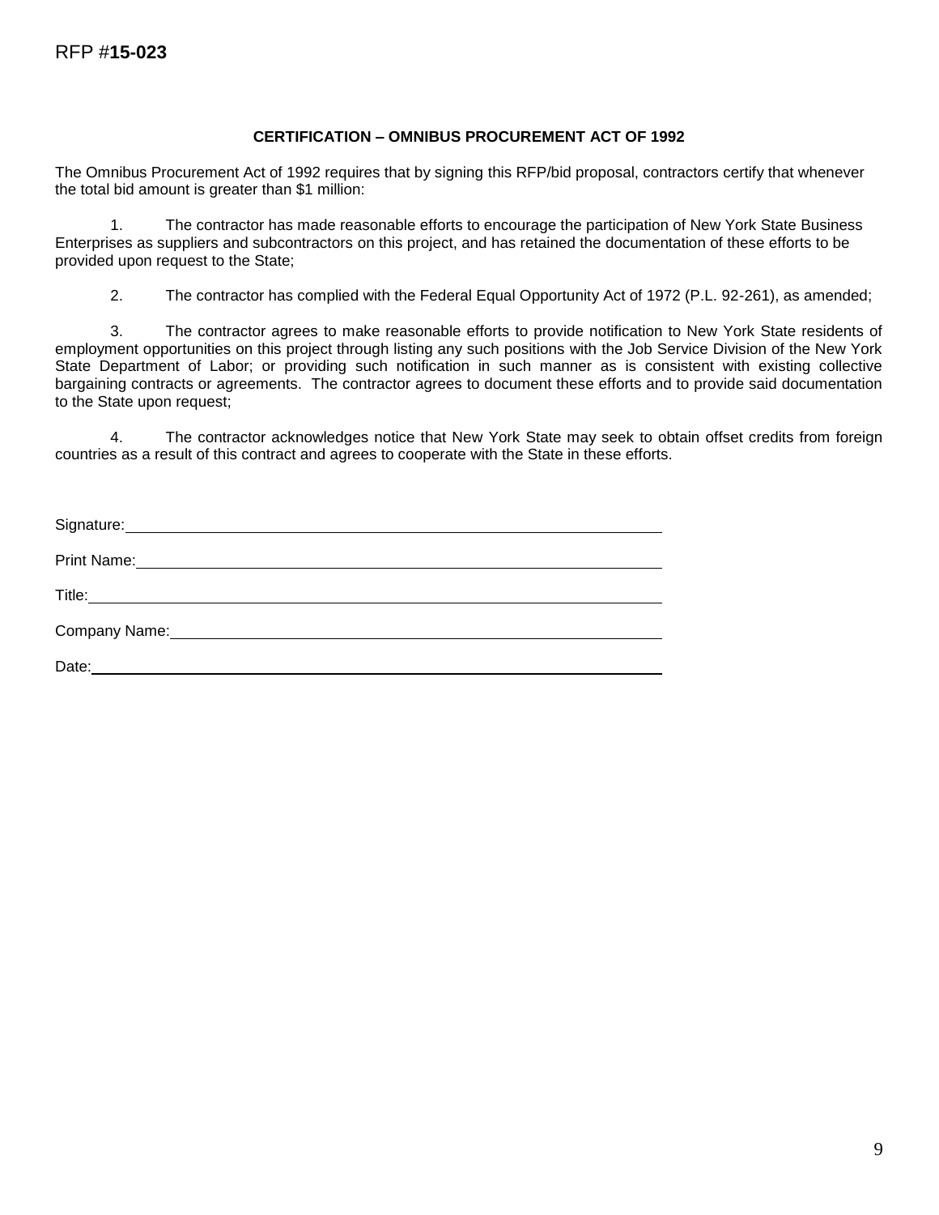RFP #**15-023**

**CERTIFICATION – OMNIBUS PROCUREMENT ACT OF 1992**

The Omnibus Procurement Act of 1992 requires that by signing this RFP/bid proposal, contractors certify that whenever the total bid amount is greater than $1 million:

1. The contractor has made reasonable efforts to encourage the participation of New York State Business Enterprises as suppliers and subcontractors on this project, and has retained the documentation of these efforts to be provided upon request to the State;

2. The contractor has complied with the Federal Equal Opportunity Act of 1972 (P.L. 92-261), as amended;

3. The contractor agrees to make reasonable efforts to provide notification to New York State residents of employment opportunities on this project through listing any such positions with the Job Service Division of the New York State Department of Labor; or providing such notification in such manner as is consistent with existing collective bargaining contracts or agreements. The contractor agrees to document these efforts and to provide said documentation to the State upon request;

4. The contractor acknowledges notice that New York State may seek to obtain offset credits from foreign countries as a result of this contract and agrees to cooperate with the State in these efforts.

Signature: ____________________________________________

Print Name: ____________________________________________

Title: ____________________________________________

Company Name: ____________________________________________

Date: ____________________________________________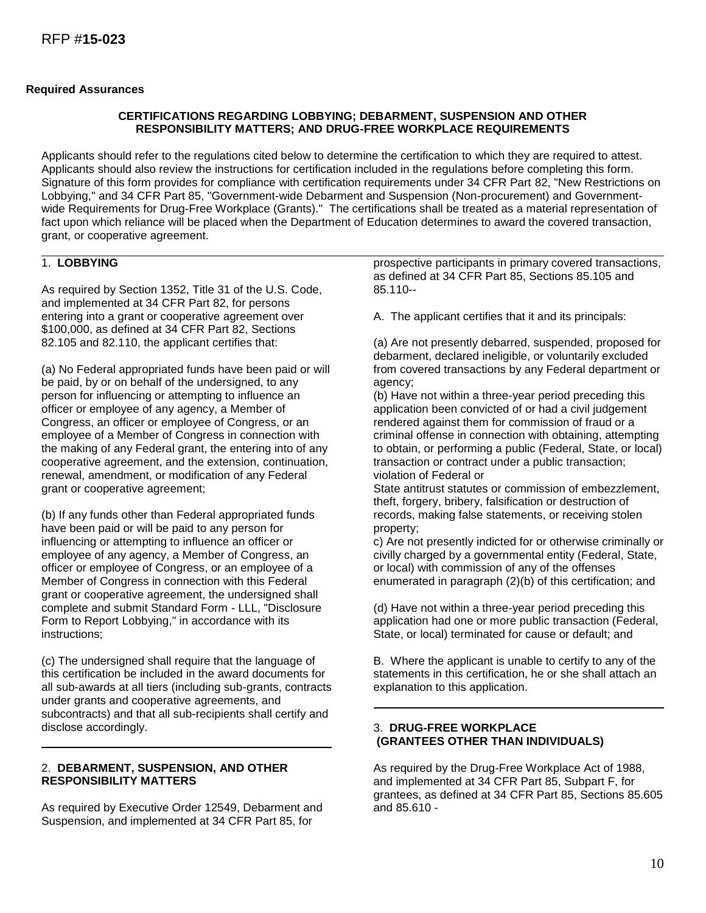**Required Assurances**

**CERTIFICATIONS REGARDING LOBBYING; DEBARMENT, SUSPENSION AND OTHER RESPONSIBILITY MATTERS; AND DRUG-FREE WORKPLACE REQUIREMENTS**

Applicants should refer to the regulations cited below to determine the certification to which they are required to attest. Applicants should also review the instructions for certification included in the regulations before completing this form. Signature of this form provides for compliance with certification requirements under 34 CFR Part 82, "New Restrictions on Lobbying," and 34 CFR Part 85, "Government-wide Debarment and Suspension (Non-procurement) and Government-wide Requirements for Drug-Free Workplace (Grants)." The certifications shall be treated as a material representation of fact upon which reliance will be placed when the Department of Education determines to award the covered transaction, grant, or cooperative agreement.

1. **LOBBYING**

As required by Section 1352, Title 31 of the U.S. Code, and implemented at 34 CFR Part 82, for persons entering into a grant or cooperative agreement over $100,000, as defined at 34 CFR Part 82, Sections 82.105 and 82.110, the applicant certifies that:

(a) No Federal appropriated funds have been paid or will be paid, by or on behalf of the undersigned, to any person for influencing or attempting to influence an officer or employee of any agency, a Member of Congress, an officer or employee of Congress, or an employee of a Member of Congress in connection with the making of any Federal grant, the entering into of any cooperative agreement, and the extension, continuation, renewal, amendment, or modification of any Federal grant or cooperative agreement;

(b) If any funds other than Federal appropriated funds have been paid or will be paid to any person for influencing or attempting to influence an officer or employee of any agency, a Member of Congress, an officer or employee of Congress, or an employee of a Member of Congress in connection with this Federal grant or cooperative agreement, the undersigned shall complete and submit Standard Form - LLL, "Disclosure Form to Report Lobbying," in accordance with its instructions;

(c) The undersigned shall require that the language of this certification be included in the award documents for all sub-awards at all tiers (including sub-grants, contracts under grants and cooperative agreements, and subcontracts) and that all sub-recipients shall certify and disclose accordingly.

2. **DEBARMENT, SUSPENSION, AND OTHER RESPONSIBILITY MATTERS**

As required by Executive Order 12549, Debarment and Suspension, and implemented at 34 CFR Part 85, for prospective participants in primary covered transactions, as defined at 34 CFR Part 85, Sections 85.105 and 85.110--

A. The applicant certifies that it and its principals:

(a) Are not presently debarred, suspended, proposed for debarment, declared ineligible, or voluntarily excluded from covered transactions by any Federal department or agency;
(b) Have not within a three-year period preceding this application been convicted of or had a civil judgement rendered against them for commission of fraud or a criminal offense in connection with obtaining, attempting to obtain, or performing a public (Federal, State, or local) transaction or contract under a public transaction; violation of Federal or
State antitrust statutes or commission of embezzlement, theft, forgery, bribery, falsification or destruction of records, making false statements, or receiving stolen property;
c) Are not presently indicted for or otherwise criminally or civilly charged by a governmental entity (Federal, State, or local) with commission of any of the offenses enumerated in paragraph (2)(b) of this certification; and

(d) Have not within a three-year period preceding this application had one or more public transaction (Federal, State, or local) terminated for cause or default; and

B. Where the applicant is unable to certify to any of the statements in this certification, he or she shall attach an explanation to this application.

3. **DRUG-FREE WORKPLACE (GRANTEES OTHER THAN INDIVIDUALS)**

As required by the Drug-Free Workplace Act of 1988, and implemented at 34 CFR Part 85, Subpart F, for grantees, as defined at 34 CFR Part 85, Sections 85.605 and 85.610 -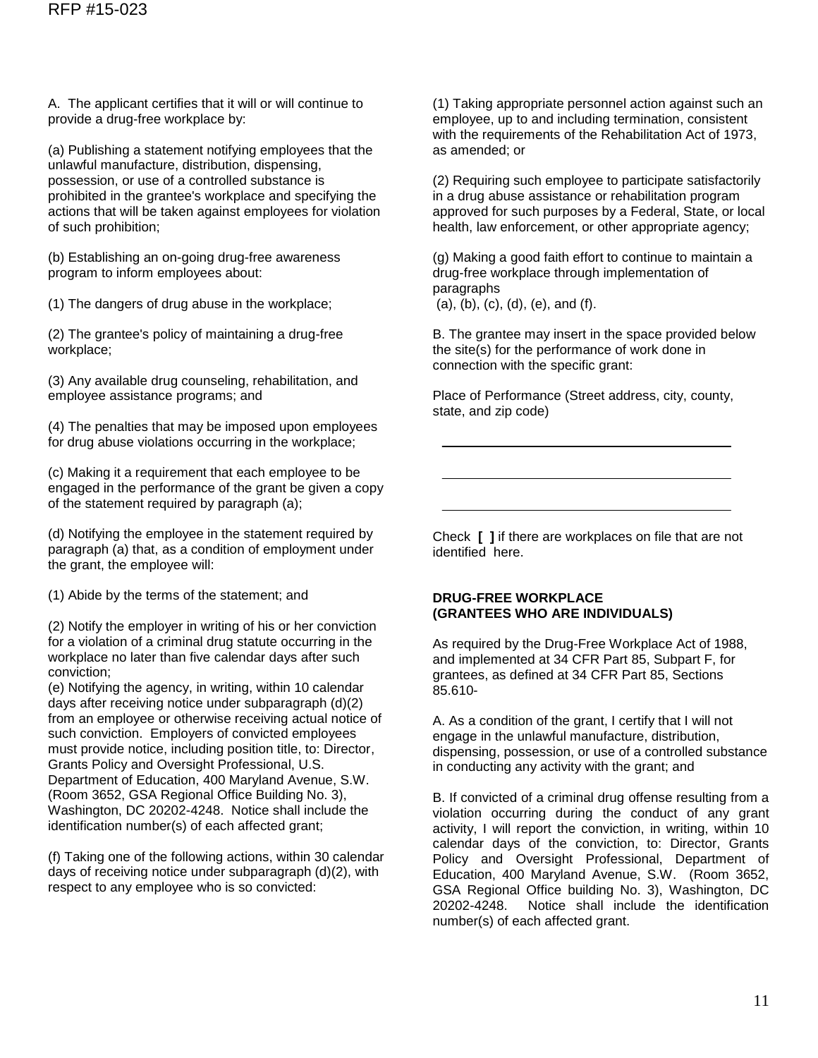A. The applicant certifies that it will or will continue to provide a drug-free workplace by:

(a) Publishing a statement notifying employees that the unlawful manufacture, distribution, dispensing, possession, or use of a controlled substance is prohibited in the grantee's workplace and specifying the actions that will be taken against employees for violation of such prohibition;

(b) Establishing an on-going drug-free awareness program to inform employees about:

(1) The dangers of drug abuse in the workplace;

(2) The grantee's policy of maintaining a drug-free workplace;

(3) Any available drug counseling, rehabilitation, and employee assistance programs; and

(4) The penalties that may be imposed upon employees for drug abuse violations occurring in the workplace;

(c) Making it a requirement that each employee to be engaged in the performance of the grant be given a copy of the statement required by paragraph (a);

(d) Notifying the employee in the statement required by paragraph (a) that, as a condition of employment under the grant, the employee will:

(1) Abide by the terms of the statement; and

(2) Notify the employer in writing of his or her conviction for a violation of a criminal drug statute occurring in the workplace no later than five calendar days after such conviction;

(e) Notifying the agency, in writing, within 10 calendar days after receiving notice under subparagraph (d)(2) from an employee or otherwise receiving actual notice of such conviction. Employers of convicted employees must provide notice, including position title, to: Director, Grants Policy and Oversight Professional, U.S. Department of Education, 400 Maryland Avenue, S.W. (Room 3652, GSA Regional Office Building No. 3), Washington, DC 20202-4248. Notice shall include the identification number(s) of each affected grant;

(f) Taking one of the following actions, within 30 calendar days of receiving notice under subparagraph (d)(2), with respect to any employee who is so convicted:

(1) Taking appropriate personnel action against such an employee, up to and including termination, consistent with the requirements of the Rehabilitation Act of 1973, as amended; or

(2) Requiring such employee to participate satisfactorily in a drug abuse assistance or rehabilitation program approved for such purposes by a Federal, State, or local health, law enforcement, or other appropriate agency;

(g) Making a good faith effort to continue to maintain a drug-free workplace through implementation of paragraphs (a), (b), (c), (d), (e), and (f).

B. The grantee may insert in the space provided below the site(s) for the performance of work done in connection with the specific grant:

Place of Performance (Street address, city, county, state, and zip code)

\_\_\_\_\_\_\_\_\_\_\_\_\_\_\_\_\_\_\_\_\_\_\_\_\_\_\_\_\_\_\_\_\_\_\_\_\_\_\_\_

\_\_\_\_\_\_\_\_\_\_\_\_\_\_\_\_\_\_\_\_\_\_\_\_\_\_\_\_\_\_\_\_\_\_\_\_\_\_\_\_

\_\_\_\_\_\_\_\_\_\_\_\_\_\_\_\_\_\_\_\_\_\_\_\_\_\_\_\_\_\_\_\_\_\_\_\_\_\_\_\_

Check **[ ]** if there are workplaces on file that are not identified here.

**DRUG-FREE WORKPLACE**
**(GRANTEES WHO ARE INDIVIDUALS)**

As required by the Drug-Free Workplace Act of 1988, and implemented at 34 CFR Part 85, Subpart F, for grantees, as defined at 34 CFR Part 85, Sections 85.610-

A. As a condition of the grant, I certify that I will not engage in the unlawful manufacture, distribution, dispensing, possession, or use of a controlled substance in conducting any activity with the grant; and

B. If convicted of a criminal drug offense resulting from a violation occurring during the conduct of any grant activity, I will report the conviction, in writing, within 10 calendar days of the conviction, to: Director, Grants Policy and Oversight Professional, Department of Education, 400 Maryland Avenue, S.W. (Room 3652, GSA Regional Office building No. 3), Washington, DC 20202-4248. Notice shall include the identification number(s) of each affected grant.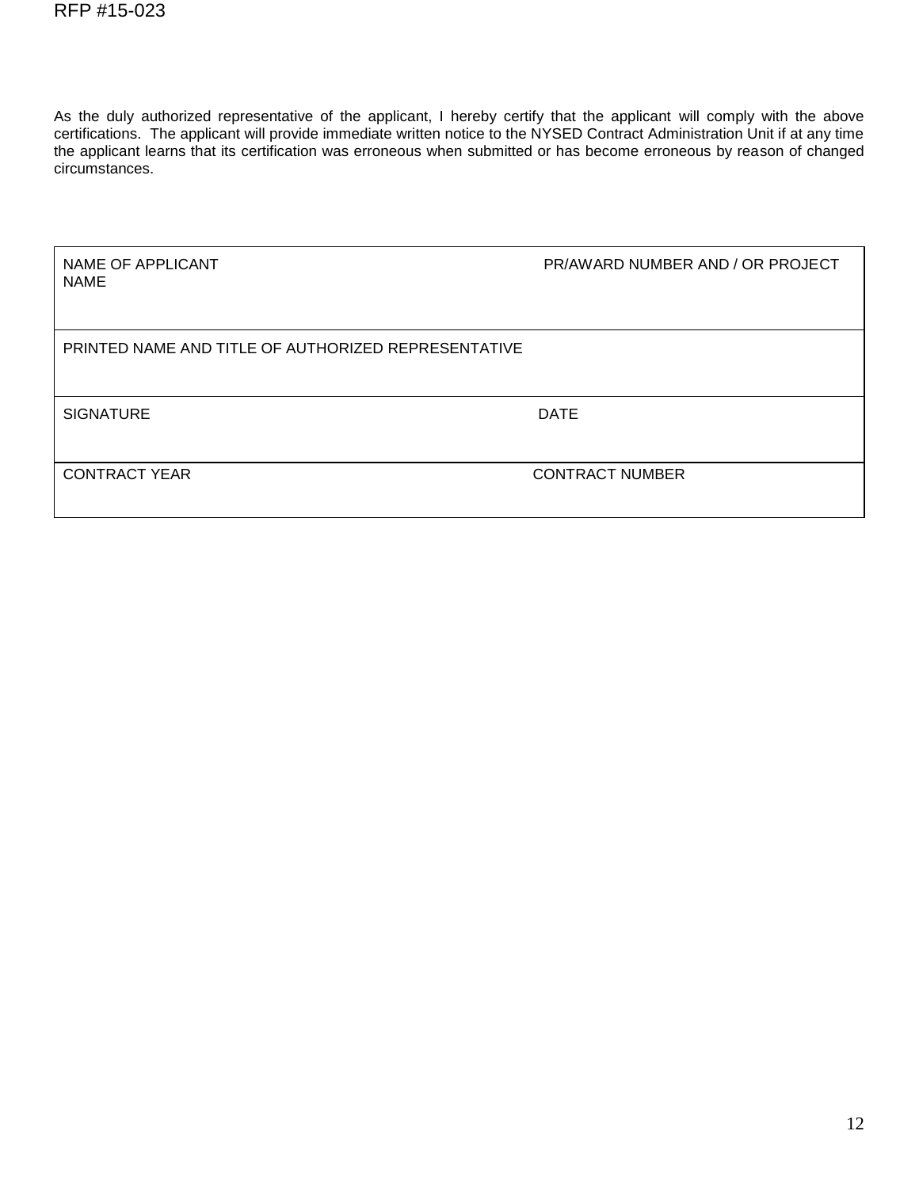As the duly authorized representative of the applicant, I hereby certify that the applicant will comply with the above certifications. The applicant will provide immediate written notice to the NYSED Contract Administration Unit if at any time the applicant learns that its certification was erroneous when submitted or has become erroneous by reason of changed circumstances.

| NAME OF APPLICANT | PR/AWARD NUMBER AND / OR PROJECT NAME |
|---|---|
| PRINTED NAME AND TITLE OF AUTHORIZED REPRESENTATIVE | |
| SIGNATURE | DATE |
| CONTRACT YEAR | CONTRACT NUMBER |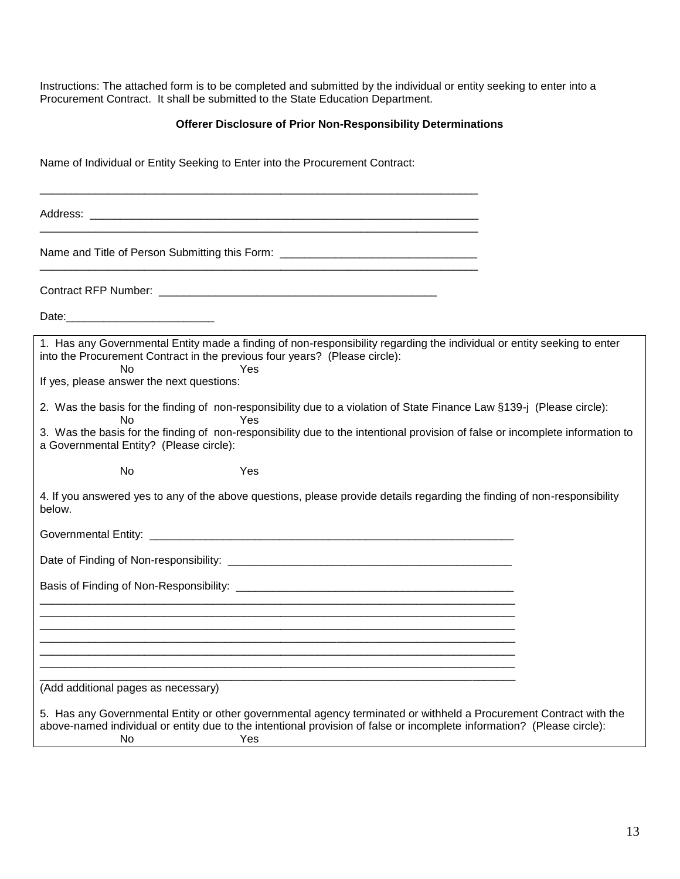Instructions: The attached form is to be completed and submitted by the individual or entity seeking to enter into a Procurement Contract. It shall be submitted to the State Education Department.

**Offerer Disclosure of Prior Non-Responsibility Determinations**

Name of Individual or Entity Seeking to Enter into the Procurement Contract:

______________________________________________________________________

Address: ______________________________________________________________
______________________________________________________________________

Name and Title of Person Submitting this Form: ______________________________
______________________________________________________________________

Contract RFP Number: ___________________________________________

Date:_______________________

1. Has any Governmental Entity made a finding of non-responsibility regarding the individual or entity seeking to enter into the Procurement Contract in the previous four years? (Please circle):

No Yes

If yes, please answer the next questions:

2. Was the basis for the finding of non-responsibility due to a violation of State Finance Law §139-j (Please circle):

No Yes

3. Was the basis for the finding of non-responsibility due to the intentional provision of false or incomplete information to a Governmental Entity? (Please circle):

No Yes

4. If you answered yes to any of the above questions, please provide details regarding the finding of non-responsibility below.

Governmental Entity: _________________________________________________________

Date of Finding of Non-responsibility: ___________________________________________

Basis of Finding of Non-Responsibility: __________________________________________
___________________________________________________________________________
___________________________________________________________________________
___________________________________________________________________________
___________________________________________________________________________
___________________________________________________________________________
___________________________________________________________________________
___________________________________________________________________________

(Add additional pages as necessary)

5. Has any Governmental Entity or other governmental agency terminated or withheld a Procurement Contract with the above-named individual or entity due to the intentional provision of false or incomplete information? (Please circle):

No Yes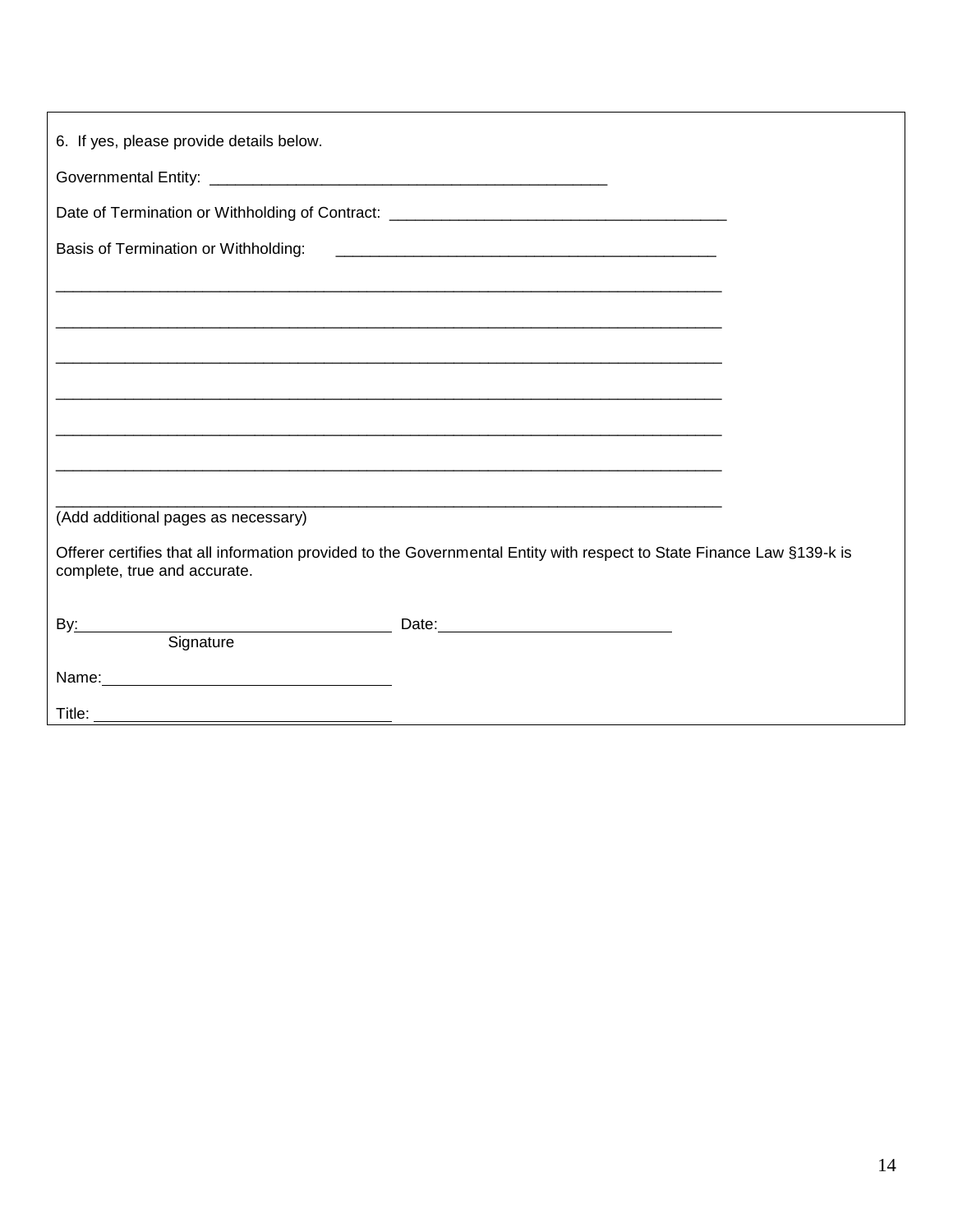6. If yes, please provide details below.

Governmental Entity: _______________________________________________

Date of Termination or Withholding of Contract: _______________________________________

Basis of Termination or Withholding: _____________________________________________

_____________________________________________________________________________

_____________________________________________________________________________

_____________________________________________________________________________

_____________________________________________________________________________

_____________________________________________________________________________

_____________________________________________________________________________

_____________________________________________________________________________

(Add additional pages as necessary)

Offerer certifies that all information provided to the Governmental Entity with respect to State Finance Law §139-k is complete, true and accurate.

By: ___________________________________ Date: ___________________________
Signature

Name: _________________________________

Title: _________________________________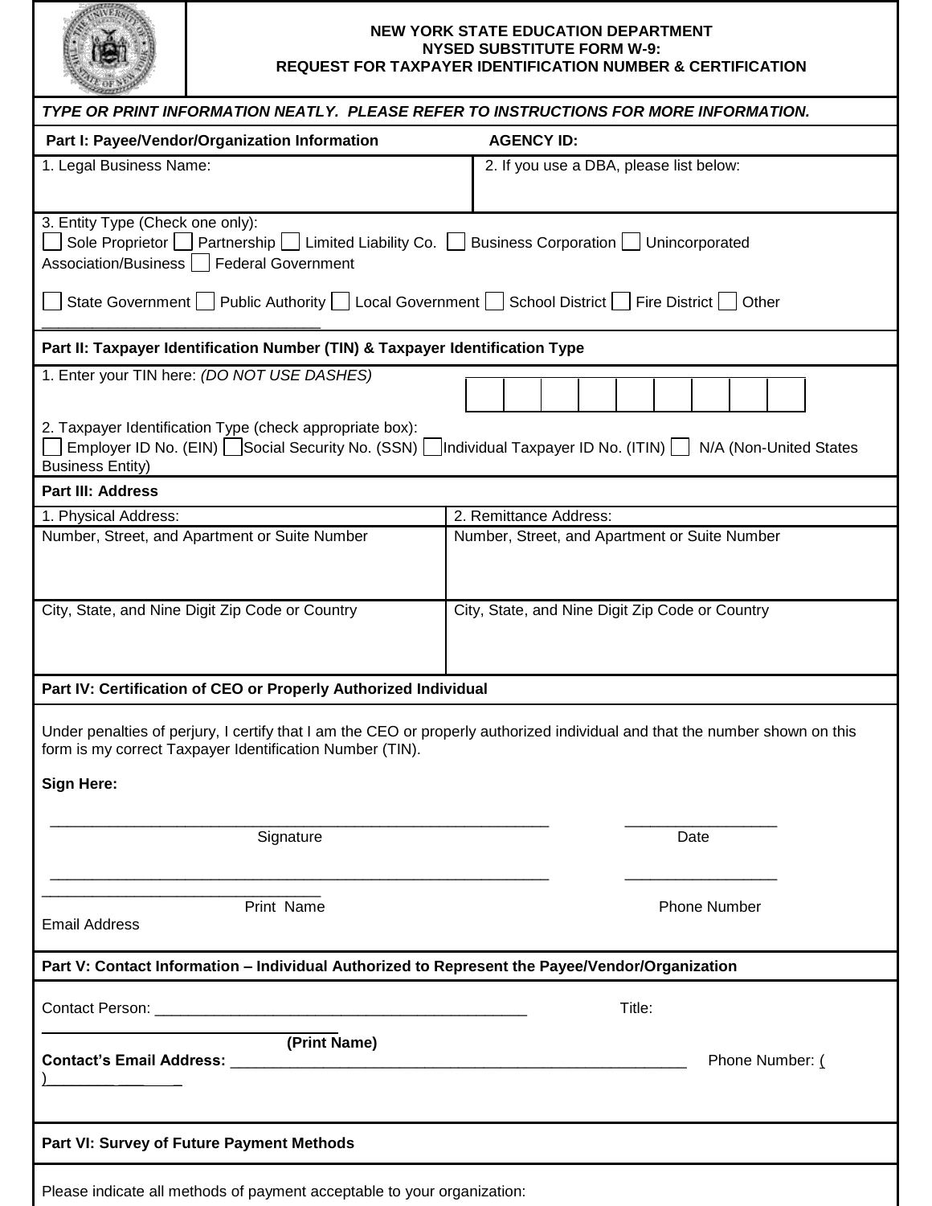# NEW YORK STATE EDUCATION DEPARTMENT
## NYSED SUBSTITUTE FORM W-9:
## REQUEST FOR TAXPAYER IDENTIFICATION NUMBER & CERTIFICATION

***TYPE OR PRINT INFORMATION NEATLY. PLEASE REFER TO INSTRUCTIONS FOR MORE INFORMATION.***

**Part I: Payee/Vendor/Organization Information** **AGENCY ID:**

| 1. Legal Business Name: | 2. If you use a DBA, please list below: |
|---|---|
| | |

3. Entity Type (Check one only):
☐ Sole Proprietor ☐ Partnership ☐ Limited Liability Co. ☐ Business Corporation ☐ Unincorporated Association/Business ☐ Federal Government

☐ State Government ☐ Public Authority ☐ Local Government ☐ School District ☐ Fire District ☐ Other ________________________________

**Part II: Taxpayer Identification Number (TIN) & Taxpayer Identification Type**

1. Enter your TIN here: *(DO NOT USE DASHES)*

| | | | | | | | | |
|---|---|---|---|---|---|---|---|---|
| | | | | | | | | |

2. Taxpayer Identification Type (check appropriate box):
☐ Employer ID No. (EIN) ☐ Social Security No. (SSN) ☐ Individual Taxpayer ID No. (ITIN) ☐ N/A (Non-United States Business Entity)

**Part III: Address**

| 1. Physical Address: | 2. Remittance Address: |
|---|---|
| Number, Street, and Apartment or Suite Number | Number, Street, and Apartment or Suite Number |
| City, State, and Nine Digit Zip Code or Country | City, State, and Nine Digit Zip Code or Country |

**Part IV: Certification of CEO or Properly Authorized Individual**

Under penalties of perjury, I certify that I am the CEO or properly authorized individual and that the number shown on this form is my correct Taxpayer Identification Number (TIN).

**Sign Here:**

_____________________________________________________________ __________________
Signature Date

_____________________________________________________________ __________________ ________________________________
Print Name Phone Number Email Address

**Part V: Contact Information – Individual Authorized to Represent the Payee/Vendor/Organization**

Contact Person: _____________________________________________ Title: ________________________________
**(Print Name)**

**Contact's Email Address:** _______________________________________________________ Phone Number: (     )________ ___ ___

**Part VI: Survey of Future Payment Methods**

Please indicate all methods of payment acceptable to your organization: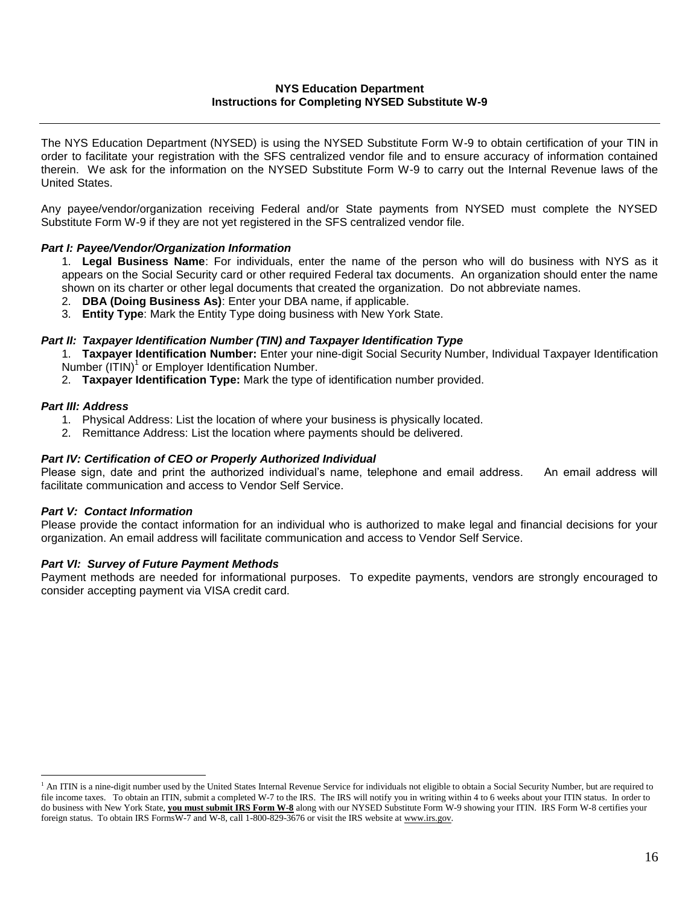**NYS Education Department**
**Instructions for Completing NYSED Substitute W-9**

---

The NYS Education Department (NYSED) is using the NYSED Substitute Form W-9 to obtain certification of your TIN in order to facilitate your registration with the SFS centralized vendor file and to ensure accuracy of information contained therein. We ask for the information on the NYSED Substitute Form W-9 to carry out the Internal Revenue laws of the United States.

Any payee/vendor/organization receiving Federal and/or State payments from NYSED must complete the NYSED Substitute Form W-9 if they are not yet registered in the SFS centralized vendor file.

***Part I: Payee/Vendor/Organization Information***

1. **Legal Business Name**: For individuals, enter the name of the person who will do business with NYS as it appears on the Social Security card or other required Federal tax documents. An organization should enter the name shown on its charter or other legal documents that created the organization. Do not abbreviate names.
2. **DBA (Doing Business As)**: Enter your DBA name, if applicable.
3. **Entity Type**: Mark the Entity Type doing business with New York State.

***Part II: Taxpayer Identification Number (TIN) and Taxpayer Identification Type***

1. **Taxpayer Identification Number:** Enter your nine-digit Social Security Number, Individual Taxpayer Identification Number (ITIN)[1] or Employer Identification Number.
2. **Taxpayer Identification Type:** Mark the type of identification number provided.

***Part III: Address***

1. Physical Address: List the location of where your business is physically located.
2. Remittance Address: List the location where payments should be delivered.

***Part IV: Certification of CEO or Properly Authorized Individual***

Please sign, date and print the authorized individual's name, telephone and email address. An email address will facilitate communication and access to Vendor Self Service.

***Part V: Contact Information***

Please provide the contact information for an individual who is authorized to make legal and financial decisions for your organization. An email address will facilitate communication and access to Vendor Self Service.

***Part VI: Survey of Future Payment Methods***

Payment methods are needed for informational purposes. To expedite payments, vendors are strongly encouraged to consider accepting payment via VISA credit card.

---

[1] An ITIN is a nine-digit number used by the United States Internal Revenue Service for individuals not eligible to obtain a Social Security Number, but are required to file income taxes. To obtain an ITIN, submit a completed W-7 to the IRS. The IRS will notify you in writing within 4 to 6 weeks about your ITIN status. In order to do business with New York State, **you must submit IRS Form W-8** along with our NYSED Substitute Form W-9 showing your ITIN. IRS Form W-8 certifies your foreign status. To obtain IRS FormsW-7 and W-8, call 1-800-829-3676 or visit the IRS website at www.irs.gov.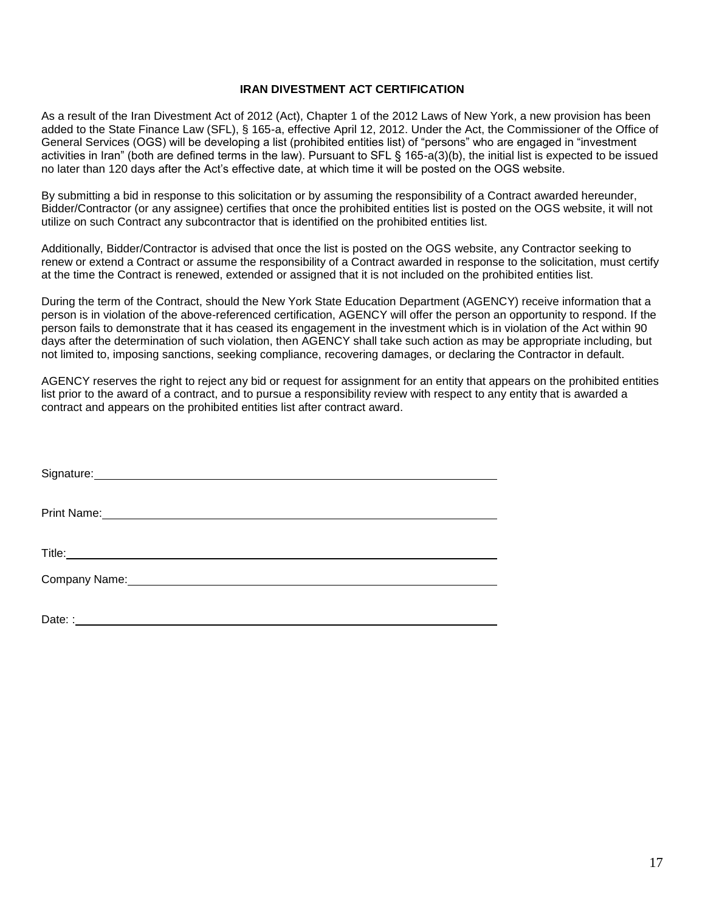## IRAN DIVESTMENT ACT CERTIFICATION

As a result of the Iran Divestment Act of 2012 (Act), Chapter 1 of the 2012 Laws of New York, a new provision has been added to the State Finance Law (SFL), § 165-a, effective April 12, 2012. Under the Act, the Commissioner of the Office of General Services (OGS) will be developing a list (prohibited entities list) of "persons" who are engaged in "investment activities in Iran" (both are defined terms in the law). Pursuant to SFL § 165-a(3)(b), the initial list is expected to be issued no later than 120 days after the Act's effective date, at which time it will be posted on the OGS website.

By submitting a bid in response to this solicitation or by assuming the responsibility of a Contract awarded hereunder, Bidder/Contractor (or any assignee) certifies that once the prohibited entities list is posted on the OGS website, it will not utilize on such Contract any subcontractor that is identified on the prohibited entities list.

Additionally, Bidder/Contractor is advised that once the list is posted on the OGS website, any Contractor seeking to renew or extend a Contract or assume the responsibility of a Contract awarded in response to the solicitation, must certify at the time the Contract is renewed, extended or assigned that it is not included on the prohibited entities list.

During the term of the Contract, should the New York State Education Department (AGENCY) receive information that a person is in violation of the above-referenced certification, AGENCY will offer the person an opportunity to respond. If the person fails to demonstrate that it has ceased its engagement in the investment which is in violation of the Act within 90 days after the determination of such violation, then AGENCY shall take such action as may be appropriate including, but not limited to, imposing sanctions, seeking compliance, recovering damages, or declaring the Contractor in default.

AGENCY reserves the right to reject any bid or request for assignment for an entity that appears on the prohibited entities list prior to the award of a contract, and to pursue a responsibility review with respect to any entity that is awarded a contract and appears on the prohibited entities list after contract award.

Signature: ______________________________________________

Print Name: ______________________________________________

Title: ______________________________________________

Company Name: ______________________________________________

Date: : ______________________________________________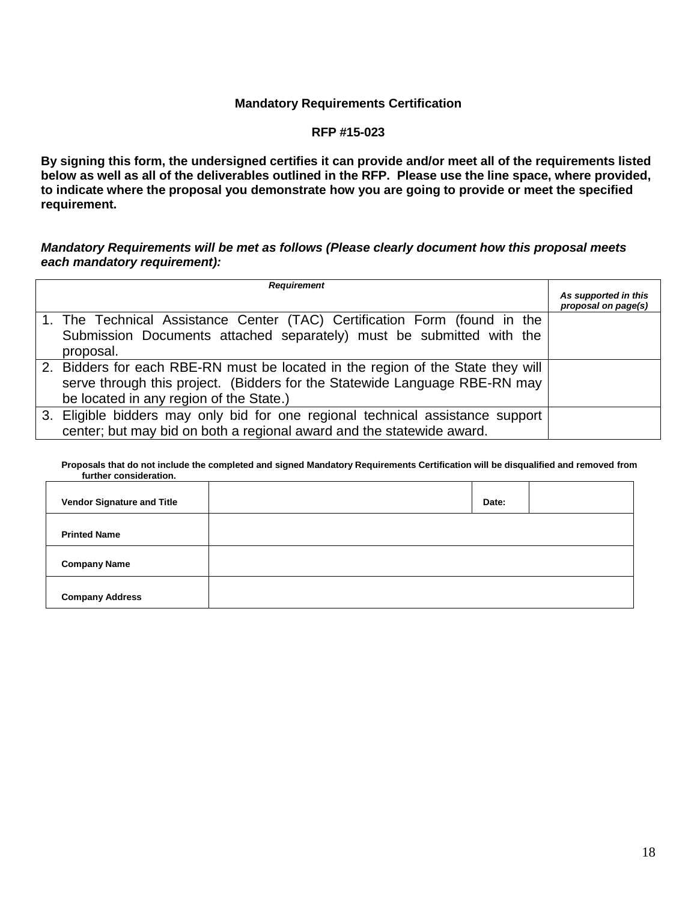**Mandatory Requirements Certification**

**RFP #15-023**

**By signing this form, the undersigned certifies it can provide and/or meet all of the requirements listed below as well as all of the deliverables outlined in the RFP. Please use the line space, where provided, to indicate where the proposal you demonstrate how you are going to provide or meet the specified requirement.**

***Mandatory Requirements will be met as follows (Please clearly document how this proposal meets each mandatory requirement):***

| ***Requirement*** | ***As supported in this proposal on page(s)*** |
|---|---|
| 1. The Technical Assistance Center (TAC) Certification Form (found in the Submission Documents attached separately) must be submitted with the proposal. | |
| 2. Bidders for each RBE-RN must be located in the region of the State they will serve through this project. (Bidders for the Statewide Language RBE-RN may be located in any region of the State.) | |
| 3. Eligible bidders may only bid for one regional technical assistance support center; but may bid on both a regional award and the statewide award. | |

**Proposals that do not include the completed and signed Mandatory Requirements Certification will be disqualified and removed from further consideration.**

| **Vendor Signature and Title** | | **Date:** | |
|---|---|---|---|
| **Printed Name** | | | |
| **Company Name** | | | |
| **Company Address** | | | |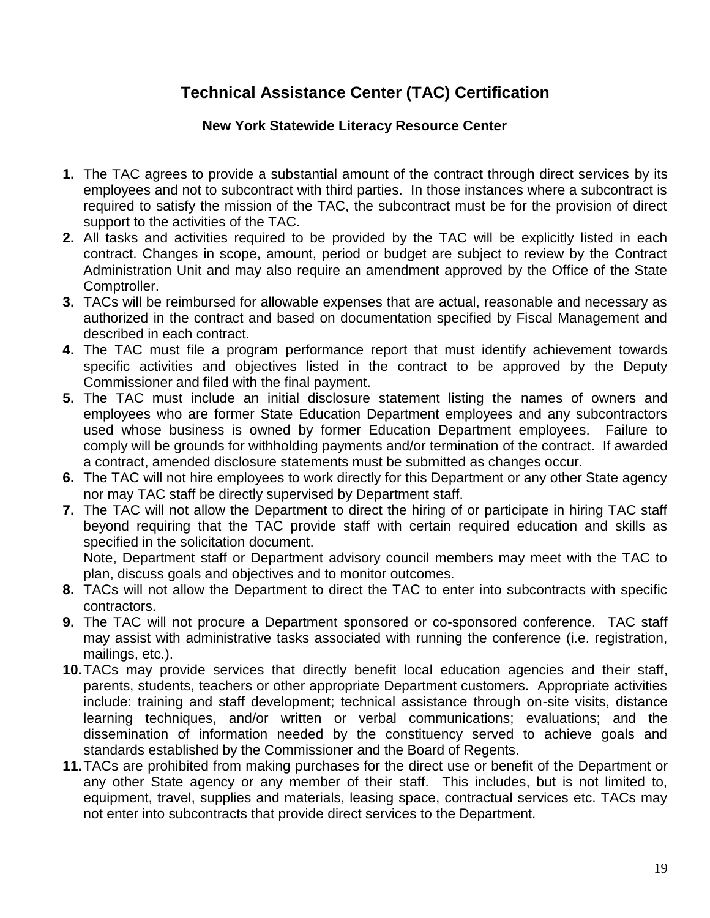# Technical Assistance Center (TAC) Certification

### New York Statewide Literacy Resource Center

1. The TAC agrees to provide a substantial amount of the contract through direct services by its employees and not to subcontract with third parties. In those instances where a subcontract is required to satisfy the mission of the TAC, the subcontract must be for the provision of direct support to the activities of the TAC.
2. All tasks and activities required to be provided by the TAC will be explicitly listed in each contract. Changes in scope, amount, period or budget are subject to review by the Contract Administration Unit and may also require an amendment approved by the Office of the State Comptroller.
3. TACs will be reimbursed for allowable expenses that are actual, reasonable and necessary as authorized in the contract and based on documentation specified by Fiscal Management and described in each contract.
4. The TAC must file a program performance report that must identify achievement towards specific activities and objectives listed in the contract to be approved by the Deputy Commissioner and filed with the final payment.
5. The TAC must include an initial disclosure statement listing the names of owners and employees who are former State Education Department employees and any subcontractors used whose business is owned by former Education Department employees. Failure to comply will be grounds for withholding payments and/or termination of the contract. If awarded a contract, amended disclosure statements must be submitted as changes occur.
6. The TAC will not hire employees to work directly for this Department or any other State agency nor may TAC staff be directly supervised by Department staff.
7. The TAC will not allow the Department to direct the hiring of or participate in hiring TAC staff beyond requiring that the TAC provide staff with certain required education and skills as specified in the solicitation document.
   Note, Department staff or Department advisory council members may meet with the TAC to plan, discuss goals and objectives and to monitor outcomes.
8. TACs will not allow the Department to direct the TAC to enter into subcontracts with specific contractors.
9. The TAC will not procure a Department sponsored or co-sponsored conference. TAC staff may assist with administrative tasks associated with running the conference (i.e. registration, mailings, etc.).
10. TACs may provide services that directly benefit local education agencies and their staff, parents, students, teachers or other appropriate Department customers. Appropriate activities include: training and staff development; technical assistance through on-site visits, distance learning techniques, and/or written or verbal communications; evaluations; and the dissemination of information needed by the constituency served to achieve goals and standards established by the Commissioner and the Board of Regents.
11. TACs are prohibited from making purchases for the direct use or benefit of the Department or any other State agency or any member of their staff. This includes, but is not limited to, equipment, travel, supplies and materials, leasing space, contractual services etc. TACs may not enter into subcontracts that provide direct services to the Department.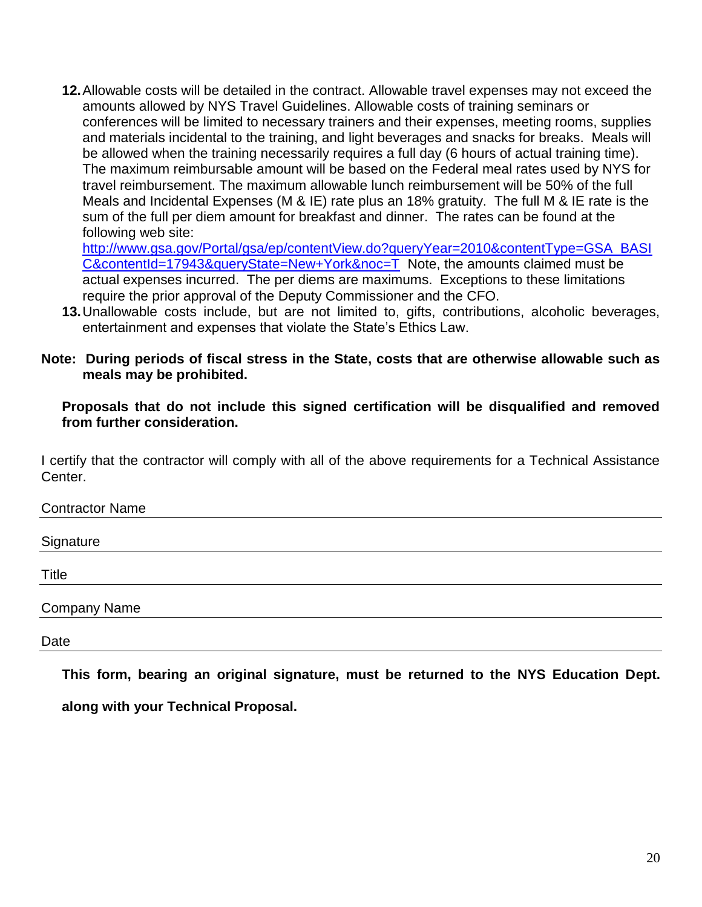12. Allowable costs will be detailed in the contract. Allowable travel expenses may not exceed the amounts allowed by NYS Travel Guidelines. Allowable costs of training seminars or conferences will be limited to necessary trainers and their expenses, meeting rooms, supplies and materials incidental to the training, and light beverages and snacks for breaks. Meals will be allowed when the training necessarily requires a full day (6 hours of actual training time). The maximum reimbursable amount will be based on the Federal meal rates used by NYS for travel reimbursement. The maximum allowable lunch reimbursement will be 50% of the full Meals and Incidental Expenses (M & IE) rate plus an 18% gratuity. The full M & IE rate is the sum of the full per diem amount for breakfast and dinner. The rates can be found at the following web site: [http://www.gsa.gov/Portal/gsa/ep/contentView.do?queryYear=2010&contentType=GSA_BASIC&contentId=17943&queryState=New+York&noc=T](http://www.gsa.gov/Portal/gsa/ep/contentView.do?queryYear=2010&contentType=GSA_BASIC&contentId=17943&queryState=New+York&noc=T) Note, the amounts claimed must be actual expenses incurred. The per diems are maximums. Exceptions to these limitations require the prior approval of the Deputy Commissioner and the CFO.
13. Unallowable costs include, but are not limited to, gifts, contributions, alcoholic beverages, entertainment and expenses that violate the State's Ethics Law.

**Note: During periods of fiscal stress in the State, costs that are otherwise allowable such as meals may be prohibited.**

**Proposals that do not include this signed certification will be disqualified and removed from further consideration.**

I certify that the contractor will comply with all of the above requirements for a Technical Assistance Center.

Contractor Name \_\_\_\_\_\_\_\_\_\_\_\_\_\_\_\_\_\_\_\_\_\_\_\_\_\_\_\_\_\_\_\_

Signature \_\_\_\_\_\_\_\_\_\_\_\_\_\_\_\_\_\_\_\_\_\_\_\_\_\_\_\_\_\_\_\_

Title \_\_\_\_\_\_\_\_\_\_\_\_\_\_\_\_\_\_\_\_\_\_\_\_\_\_\_\_\_\_\_\_

Company Name \_\_\_\_\_\_\_\_\_\_\_\_\_\_\_\_\_\_\_\_\_\_\_\_\_\_\_\_\_\_\_\_

Date \_\_\_\_\_\_\_\_\_\_\_\_\_\_\_\_\_\_\_\_\_\_\_\_\_\_\_\_\_\_\_\_

**This form, bearing an original signature, must be returned to the NYS Education Dept. along with your Technical Proposal.**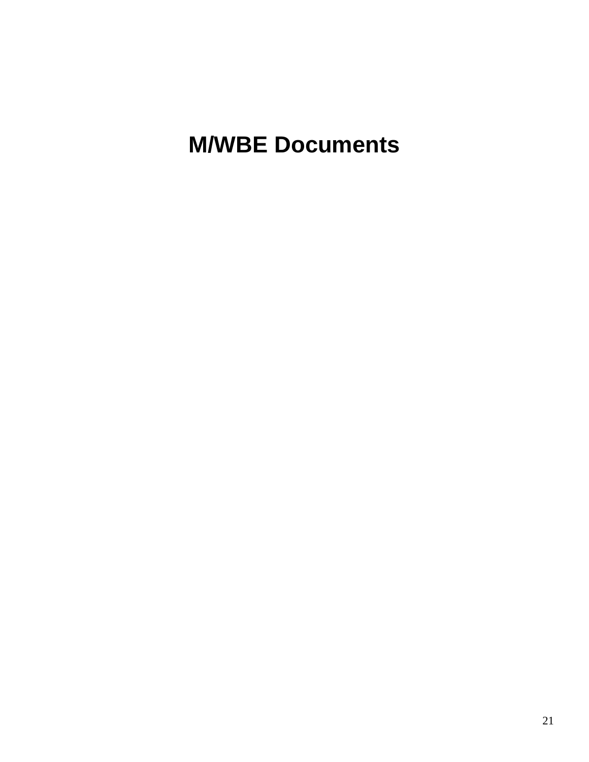# M/WBE Documents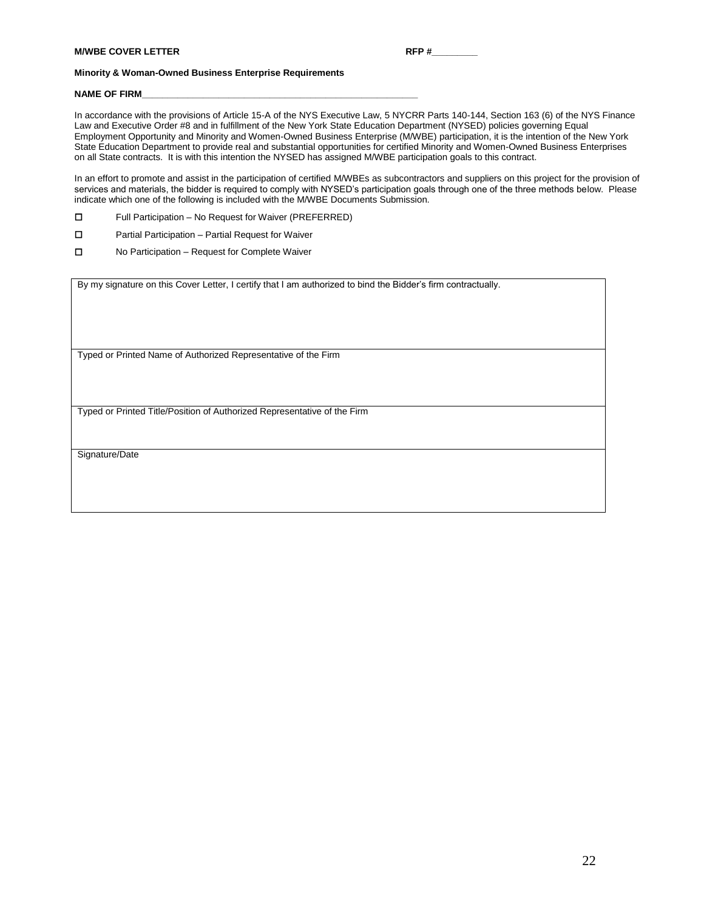**M/WBE COVER LETTER** **RFP #\_\_\_\_\_\_\_\_\_**

**Minority & Woman-Owned Business Enterprise Requirements**

**NAME OF FIRM\_\_\_\_\_\_\_\_\_\_\_\_\_\_\_\_\_\_\_\_\_\_\_\_\_\_\_\_\_\_\_\_\_\_\_\_\_\_\_\_\_\_\_\_\_\_\_\_\_\_\_\_\_\_\_**

In accordance with the provisions of Article 15-A of the NYS Executive Law, 5 NYCRR Parts 140-144, Section 163 (6) of the NYS Finance Law and Executive Order #8 and in fulfillment of the New York State Education Department (NYSED) policies governing Equal Employment Opportunity and Minority and Women-Owned Business Enterprise (M/WBE) participation, it is the intention of the New York State Education Department to provide real and substantial opportunities for certified Minority and Women-Owned Business Enterprises on all State contracts. It is with this intention the NYSED has assigned M/WBE participation goals to this contract.

In an effort to promote and assist in the participation of certified M/WBEs as subcontractors and suppliers on this project for the provision of services and materials, the bidder is required to comply with NYSED's participation goals through one of the three methods below. Please indicate which one of the following is included with the M/WBE Documents Submission.

- ☐ Full Participation – No Request for Waiver (PREFERRED)
- ☐ Partial Participation – Partial Request for Waiver
- ☐ No Participation – Request for Complete Waiver

| By my signature on this Cover Letter, I certify that I am authorized to bind the Bidder's firm contractually. |
|---|
| Typed or Printed Name of Authorized Representative of the Firm |
| Typed or Printed Title/Position of Authorized Representative of the Firm |
| Signature/Date |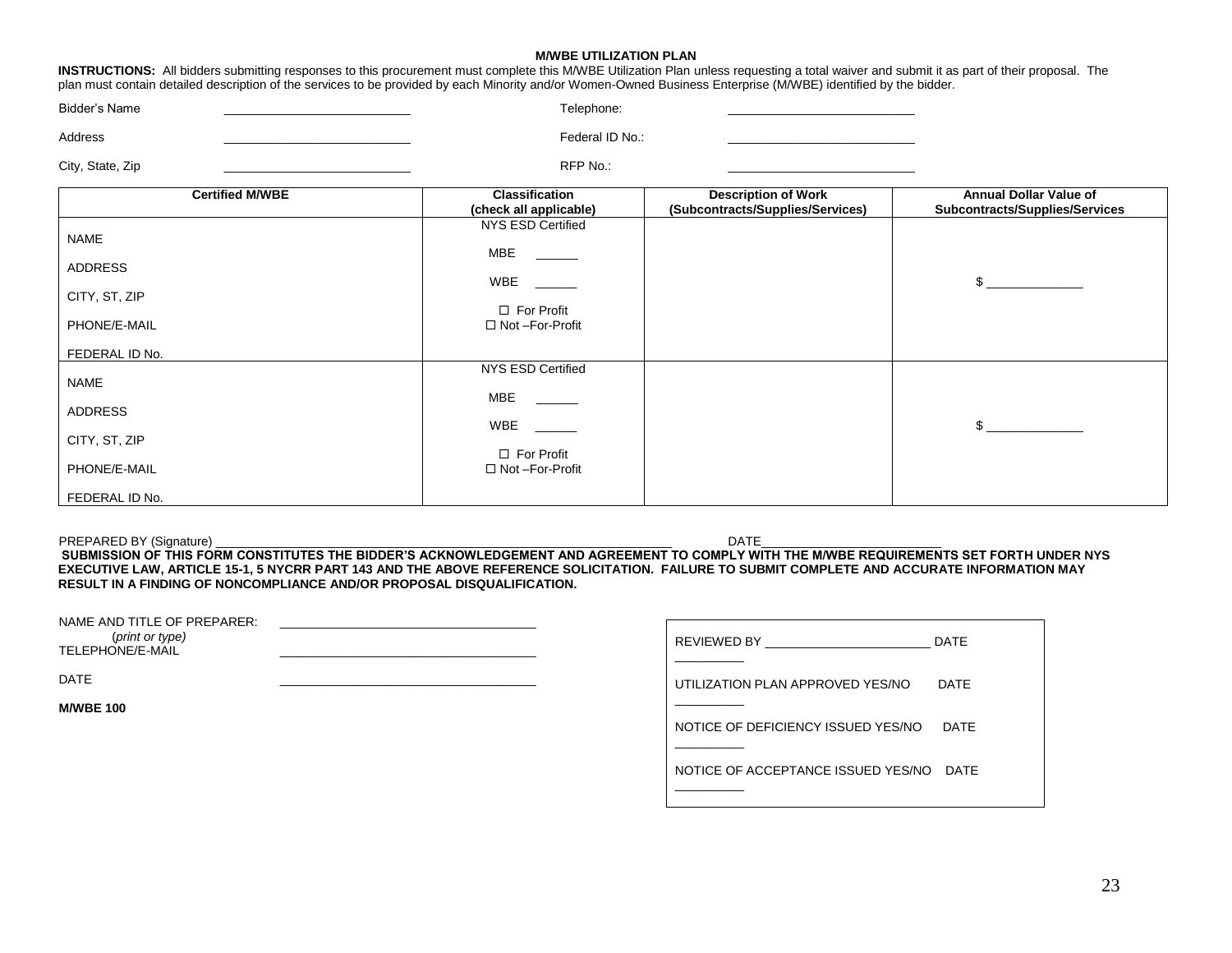**M/WBE UTILIZATION PLAN**

**INSTRUCTIONS:** All bidders submitting responses to this procurement must complete this M/WBE Utilization Plan unless requesting a total waiver and submit it as part of their proposal. The plan must contain detailed description of the services to be provided by each Minority and/or Women-Owned Business Enterprise (M/WBE) identified by the bidder.

Bidder's Name ______________________ Telephone: ______________________

Address ______________________ Federal ID No.: ______________________

City, State, Zip ______________________ RFP No.: ______________________

| Certified M/WBE | Classification (check all applicable) | Description of Work (Subcontracts/Supplies/Services) | Annual Dollar Value of Subcontracts/Supplies/Services |
|---|---|---|---|
| NAME<br>ADDRESS<br>CITY, ST, ZIP<br>PHONE/E-MAIL<br>FEDERAL ID No. | NYS ESD Certified<br>MBE ______<br>WBE ______<br>☐ For Profit<br>☐ Not –For-Profit | | $ ____________ |
| NAME<br>ADDRESS<br>CITY, ST, ZIP<br>PHONE/E-MAIL<br>FEDERAL ID No. | NYS ESD Certified<br>MBE ______<br>WBE ______<br>☐ For Profit<br>☐ Not –For-Profit | | $ ____________ |

PREPARED BY (Signature) ____________________________________________ DATE______________________

**SUBMISSION OF THIS FORM CONSTITUTES THE BIDDER'S ACKNOWLEDGEMENT AND AGREEMENT TO COMPLY WITH THE M/WBE REQUIREMENTS SET FORTH UNDER NYS EXECUTIVE LAW, ARTICLE 15-1, 5 NYCRR PART 143 AND THE ABOVE REFERENCE SOLICITATION. FAILURE TO SUBMIT COMPLETE AND ACCURATE INFORMATION MAY RESULT IN A FINDING OF NONCOMPLIANCE AND/OR PROPOSAL DISQUALIFICATION.**

NAME AND TITLE OF PREPARER: ______________________________
(*print or type*)
TELEPHONE/E-MAIL ______________________________

DATE ______________________________

**M/WBE 100**

REVIEWED BY ______________________ DATE __________

UTILIZATION PLAN APPROVED YES/NO DATE __________

NOTICE OF DEFICIENCY ISSUED YES/NO DATE __________

NOTICE OF ACCEPTANCE ISSUED YES/NO DATE __________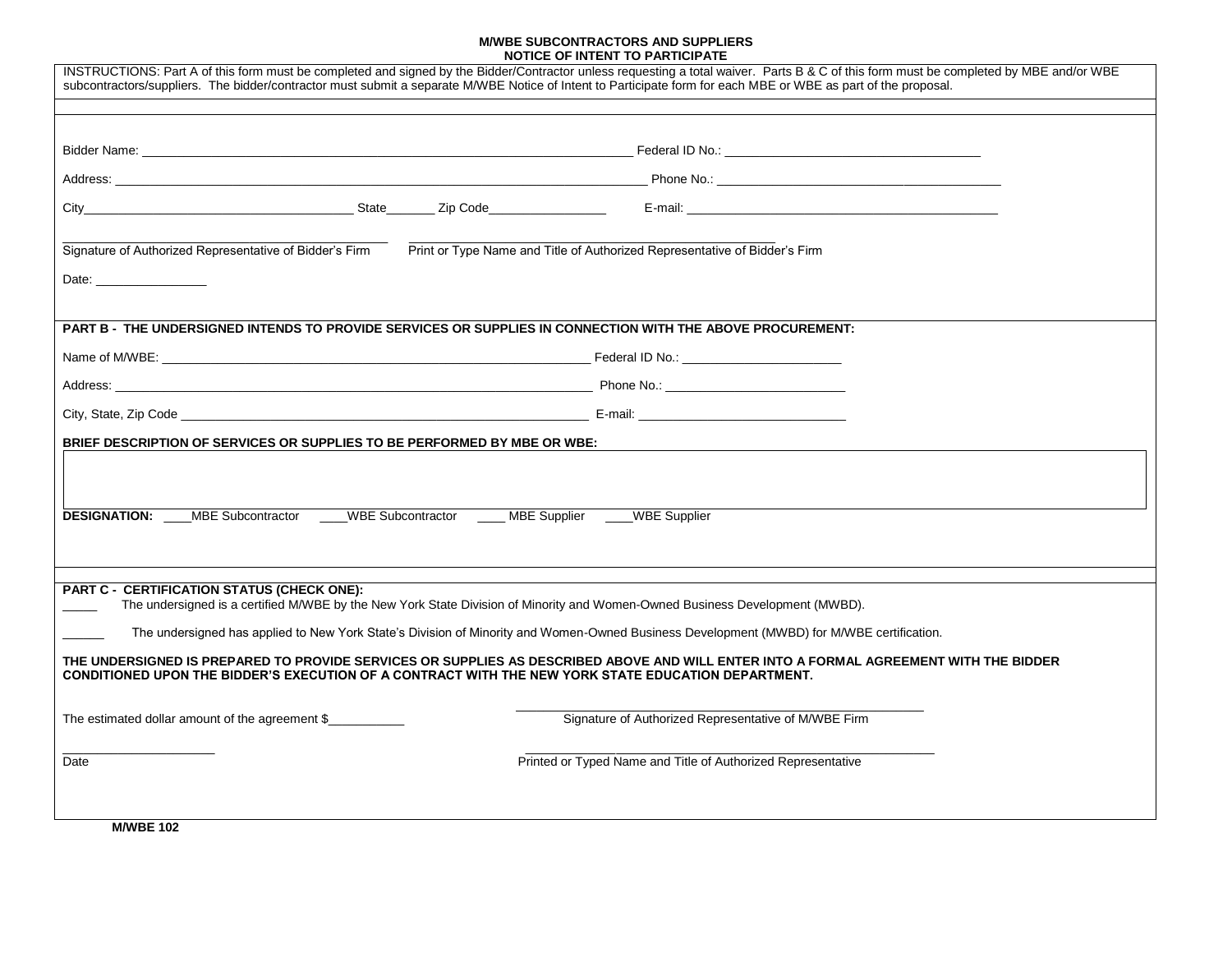## M/WBE SUBCONTRACTORS AND SUPPLIERS
## NOTICE OF INTENT TO PARTICIPATE

INSTRUCTIONS: Part A of this form must be completed and signed by the Bidder/Contractor unless requesting a total waiver. Parts B & C of this form must be completed by MBE and/or WBE subcontractors/suppliers. The bidder/contractor must submit a separate M/WBE Notice of Intent to Participate form for each MBE or WBE as part of the proposal.

Bidder Name: ______________________________ Federal ID No.: ______________________

Address: ______________________________ Phone No.: ______________________

City______________________ State_______ Zip Code_________________ E-mail: ______________________

______________________________ ______________________________
Signature of Authorized Representative of Bidder's Firm Print or Type Name and Title of Authorized Representative of Bidder's Firm

Date: ________________

**PART B - THE UNDERSIGNED INTENDS TO PROVIDE SERVICES OR SUPPLIES IN CONNECTION WITH THE ABOVE PROCUREMENT:**

Name of M/WBE: ______________________________ Federal ID No.: ______________________

Address: ______________________________ Phone No.: ______________________

City, State, Zip Code ______________________________ E-mail: ______________________

**BRIEF DESCRIPTION OF SERVICES OR SUPPLIES TO BE PERFORMED BY MBE OR WBE:**

**DESIGNATION:** ____MBE Subcontractor ____WBE Subcontractor ____ MBE Supplier ____WBE Supplier

**PART C - CERTIFICATION STATUS (CHECK ONE):**

_____ The undersigned is a certified M/WBE by the New York State Division of Minority and Women-Owned Business Development (MWBD).

______ The undersigned has applied to New York State's Division of Minority and Women-Owned Business Development (MWBD) for M/WBE certification.

**THE UNDERSIGNED IS PREPARED TO PROVIDE SERVICES OR SUPPLIES AS DESCRIBED ABOVE AND WILL ENTER INTO A FORMAL AGREEMENT WITH THE BIDDER CONDITIONED UPON THE BIDDER'S EXECUTION OF A CONTRACT WITH THE NEW YORK STATE EDUCATION DEPARTMENT.**

The estimated dollar amount of the agreement $___________

______________________________
Signature of Authorized Representative of M/WBE Firm

______________________ ______________________________
Date Printed or Typed Name and Title of Authorized Representative

**M/WBE 102**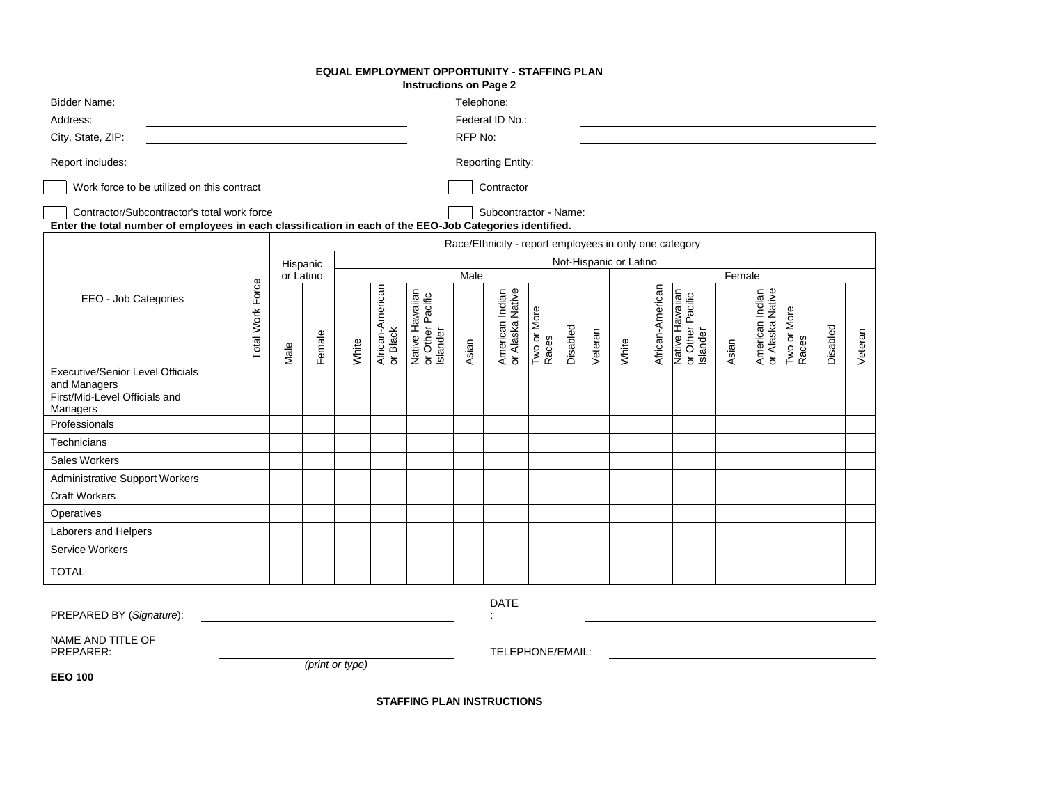# EQUAL EMPLOYMENT OPPORTUNITY - STAFFING PLAN

**Instructions on Page 2**

Bidder Name: ______________________ Telephone: ______________________

Address: ______________________ Federal ID No.: ______________________

City, State, ZIP: ______________________ RFP No: ______________________

Report includes: Reporting Entity:

☐ Work force to be utilized on this contract ☐ Contractor

☐ Contractor/Subcontractor's total work force ☐ Subcontractor - Name: ______________________

**Enter the total number of employees in each classification in each of the EEO-Job Categories identified.**

| EEO - Job Categories | Total Work Force | Race/Ethnicity - report employees in only one category | | | | | | | | | | | | | | | | | | |
|---|---|---|---|---|---|---|---|---|---|---|---|---|---|---|---|---|---|---|---|---|
| | | Hispanic or Latino | | Not-Hispanic or Latino | | | | | | | | | | | | | | | | |
| | | | | Male | | | | | | | | Female | | | | | | | | |
| | | Male | Female | White | African-American or Black | Native Hawaiian or Other Pacific Islander | Asian | American Indian or Alaska Native | Two or More Races | Disabled | Veteran | White | African-American | Native Hawaiian or Other Pacific Islander | Asian | American Indian or Alaska Native | Two or More Races | Disabled | Veteran |
| Executive/Senior Level Officials and Managers | | | | | | | | | | | | | | | | | | | |
| First/Mid-Level Officials and Managers | | | | | | | | | | | | | | | | | | | |
| Professionals | | | | | | | | | | | | | | | | | | | |
| Technicians | | | | | | | | | | | | | | | | | | | |
| Sales Workers | | | | | | | | | | | | | | | | | | | |
| Administrative Support Workers | | | | | | | | | | | | | | | | | | | |
| Craft Workers | | | | | | | | | | | | | | | | | | | |
| Operatives | | | | | | | | | | | | | | | | | | | |
| Laborers and Helpers | | | | | | | | | | | | | | | | | | | |
| Service Workers | | | | | | | | | | | | | | | | | | | |
| TOTAL | | | | | | | | | | | | | | | | | | | |

PREPARED BY (*Signature*): ______________________ DATE: ______________________

NAME AND TITLE OF PREPARER: ______________________ TELEPHONE/EMAIL: ______________________

*(print or type)*

**EEO 100**

**STAFFING PLAN INSTRUCTIONS**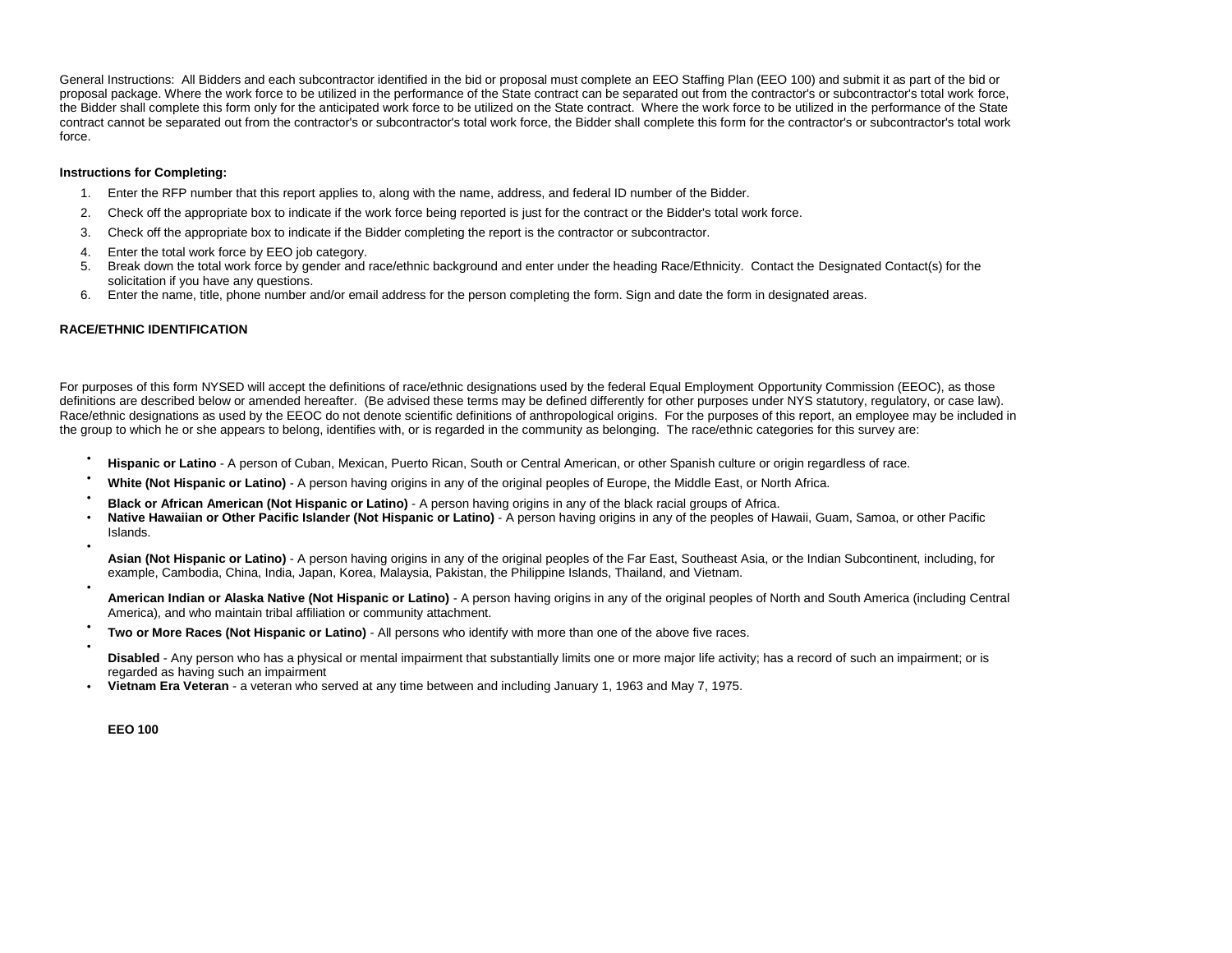General Instructions: All Bidders and each subcontractor identified in the bid or proposal must complete an EEO Staffing Plan (EEO 100) and submit it as part of the bid or proposal package. Where the work force to be utilized in the performance of the State contract can be separated out from the contractor's or subcontractor's total work force, the Bidder shall complete this form only for the anticipated work force to be utilized on the State contract. Where the work force to be utilized in the performance of the State contract cannot be separated out from the contractor's or subcontractor's total work force, the Bidder shall complete this form for the contractor's or subcontractor's total work force.

**Instructions for Completing:**

1. Enter the RFP number that this report applies to, along with the name, address, and federal ID number of the Bidder.
2. Check off the appropriate box to indicate if the work force being reported is just for the contract or the Bidder's total work force.
3. Check off the appropriate box to indicate if the Bidder completing the report is the contractor or subcontractor.
4. Enter the total work force by EEO job category.
5. Break down the total work force by gender and race/ethnic background and enter under the heading Race/Ethnicity. Contact the Designated Contact(s) for the solicitation if you have any questions.
6. Enter the name, title, phone number and/or email address for the person completing the form. Sign and date the form in designated areas.

**RACE/ETHNIC IDENTIFICATION**

For purposes of this form NYSED will accept the definitions of race/ethnic designations used by the federal Equal Employment Opportunity Commission (EEOC), as those definitions are described below or amended hereafter. (Be advised these terms may be defined differently for other purposes under NYS statutory, regulatory, or case law). Race/ethnic designations as used by the EEOC do not denote scientific definitions of anthropological origins. For the purposes of this report, an employee may be included in the group to which he or she appears to belong, identifies with, or is regarded in the community as belonging. The race/ethnic categories for this survey are:

- **Hispanic or Latino** - A person of Cuban, Mexican, Puerto Rican, South or Central American, or other Spanish culture or origin regardless of race.
- **White (Not Hispanic or Latino)** - A person having origins in any of the original peoples of Europe, the Middle East, or North Africa.
- **Black or African American (Not Hispanic or Latino)** - A person having origins in any of the black racial groups of Africa.
- **Native Hawaiian or Other Pacific Islander (Not Hispanic or Latino)** - A person having origins in any of the peoples of Hawaii, Guam, Samoa, or other Pacific Islands.
- **Asian (Not Hispanic or Latino)** - A person having origins in any of the original peoples of the Far East, Southeast Asia, or the Indian Subcontinent, including, for example, Cambodia, China, India, Japan, Korea, Malaysia, Pakistan, the Philippine Islands, Thailand, and Vietnam.
- **American Indian or Alaska Native (Not Hispanic or Latino)** - A person having origins in any of the original peoples of North and South America (including Central America), and who maintain tribal affiliation or community attachment.
- **Two or More Races (Not Hispanic or Latino)** - All persons who identify with more than one of the above five races.
- **Disabled** - Any person who has a physical or mental impairment that substantially limits one or more major life activity; has a record of such an impairment; or is regarded as having such an impairment
- **Vietnam Era Veteran** - a veteran who served at any time between and including January 1, 1963 and May 7, 1975.

**EEO 100**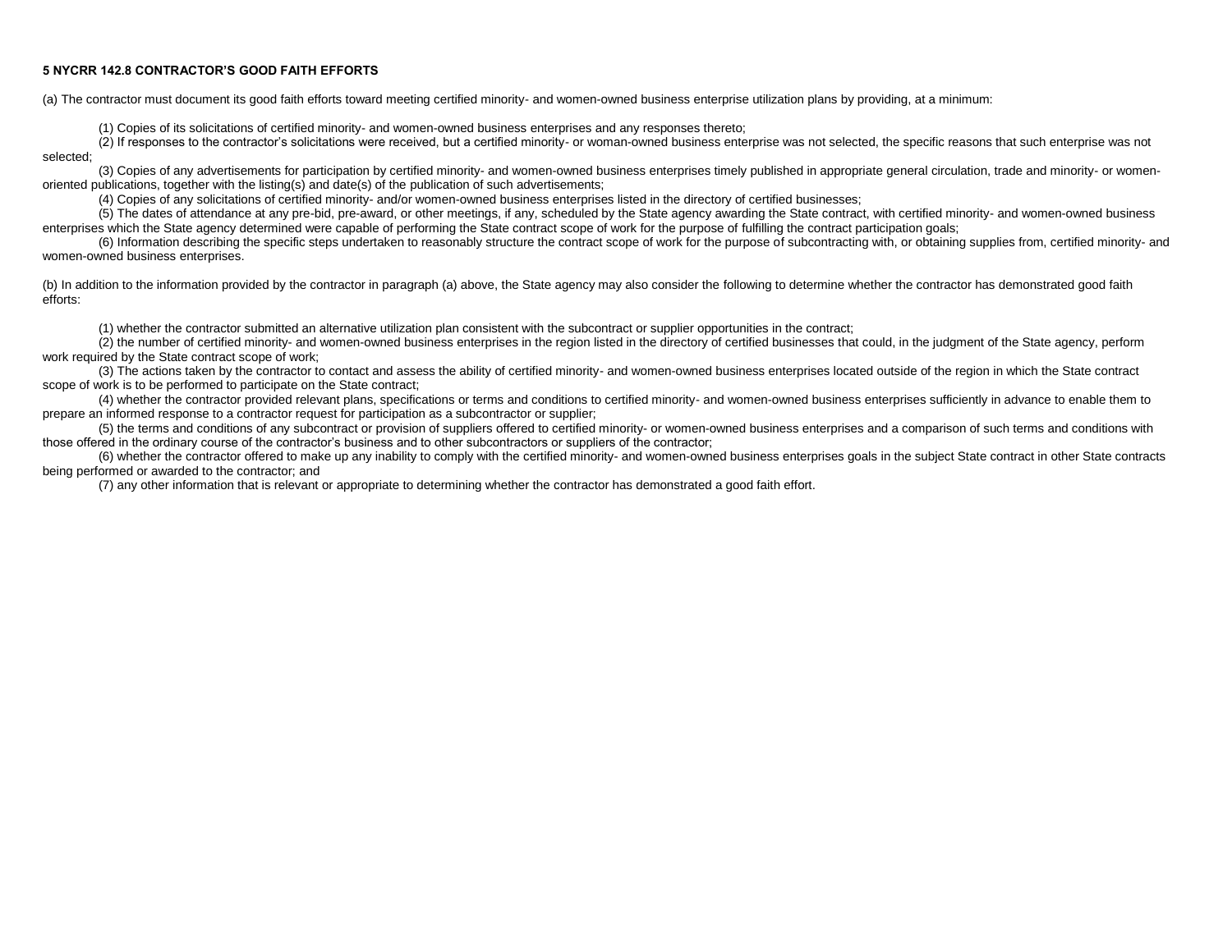**5 NYCRR 142.8 CONTRACTOR'S GOOD FAITH EFFORTS**

(a) The contractor must document its good faith efforts toward meeting certified minority- and women-owned business enterprise utilization plans by providing, at a minimum:

(1) Copies of its solicitations of certified minority- and women-owned business enterprises and any responses thereto;

(2) If responses to the contractor's solicitations were received, but a certified minority- or woman-owned business enterprise was not selected, the specific reasons that such enterprise was not selected;

(3) Copies of any advertisements for participation by certified minority- and women-owned business enterprises timely published in appropriate general circulation, trade and minority- or women-oriented publications, together with the listing(s) and date(s) of the publication of such advertisements;

(4) Copies of any solicitations of certified minority- and/or women-owned business enterprises listed in the directory of certified businesses;

(5) The dates of attendance at any pre-bid, pre-award, or other meetings, if any, scheduled by the State agency awarding the State contract, with certified minority- and women-owned business enterprises which the State agency determined were capable of performing the State contract scope of work for the purpose of fulfilling the contract participation goals;

(6) Information describing the specific steps undertaken to reasonably structure the contract scope of work for the purpose of subcontracting with, or obtaining supplies from, certified minority- and women-owned business enterprises.

(b) In addition to the information provided by the contractor in paragraph (a) above, the State agency may also consider the following to determine whether the contractor has demonstrated good faith efforts:

(1) whether the contractor submitted an alternative utilization plan consistent with the subcontract or supplier opportunities in the contract;

(2) the number of certified minority- and women-owned business enterprises in the region listed in the directory of certified businesses that could, in the judgment of the State agency, perform work required by the State contract scope of work;

(3) The actions taken by the contractor to contact and assess the ability of certified minority- and women-owned business enterprises located outside of the region in which the State contract scope of work is to be performed to participate on the State contract;

(4) whether the contractor provided relevant plans, specifications or terms and conditions to certified minority- and women-owned business enterprises sufficiently in advance to enable them to prepare an informed response to a contractor request for participation as a subcontractor or supplier;

(5) the terms and conditions of any subcontract or provision of suppliers offered to certified minority- or women-owned business enterprises and a comparison of such terms and conditions with those offered in the ordinary course of the contractor's business and to other subcontractors or suppliers of the contractor;

(6) whether the contractor offered to make up any inability to comply with the certified minority- and women-owned business enterprises goals in the subject State contract in other State contracts being performed or awarded to the contractor; and

(7) any other information that is relevant or appropriate to determining whether the contractor has demonstrated a good faith effort.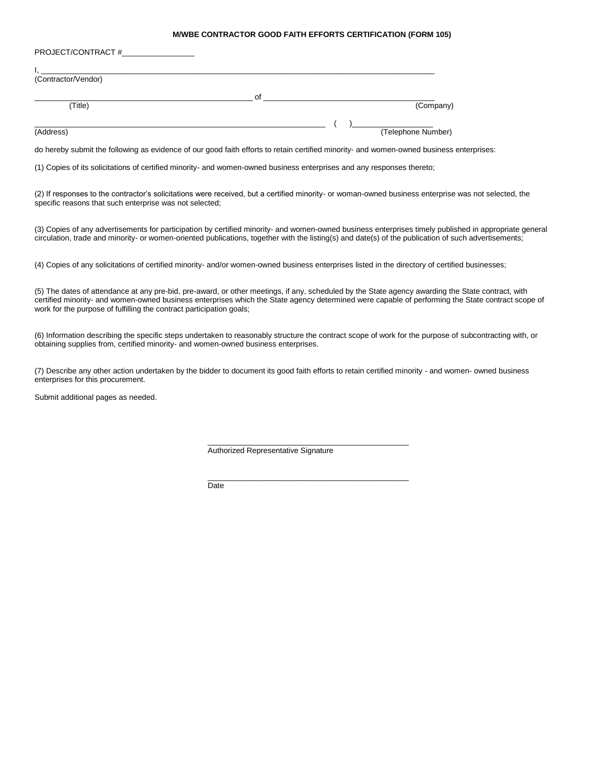## M/WBE CONTRACTOR GOOD FAITH EFFORTS CERTIFICATION (FORM 105)

PROJECT/CONTRACT #_________________

I, ________________________________________________________________________________________
(Contractor/Vendor)

__________________________________________________ of _______________________________________
(Title) (Company)

__________________________________________________________________ (   )__________________
(Address) (Telephone Number)

do hereby submit the following as evidence of our good faith efforts to retain certified minority- and women-owned business enterprises:

(1) Copies of its solicitations of certified minority- and women-owned business enterprises and any responses thereto;

(2) If responses to the contractor's solicitations were received, but a certified minority- or woman-owned business enterprise was not selected, the specific reasons that such enterprise was not selected;

(3) Copies of any advertisements for participation by certified minority- and women-owned business enterprises timely published in appropriate general circulation, trade and minority- or women-oriented publications, together with the listing(s) and date(s) of the publication of such advertisements;

(4) Copies of any solicitations of certified minority- and/or women-owned business enterprises listed in the directory of certified businesses;

(5) The dates of attendance at any pre-bid, pre-award, or other meetings, if any, scheduled by the State agency awarding the State contract, with certified minority- and women-owned business enterprises which the State agency determined were capable of performing the State contract scope of work for the purpose of fulfilling the contract participation goals;

(6) Information describing the specific steps undertaken to reasonably structure the contract scope of work for the purpose of subcontracting with, or obtaining supplies from, certified minority- and women-owned business enterprises.

(7) Describe any other action undertaken by the bidder to document its good faith efforts to retain certified minority - and women- owned business enterprises for this procurement.

Submit additional pages as needed.

_______________________________________________
Authorized Representative Signature

_______________________________________________
Date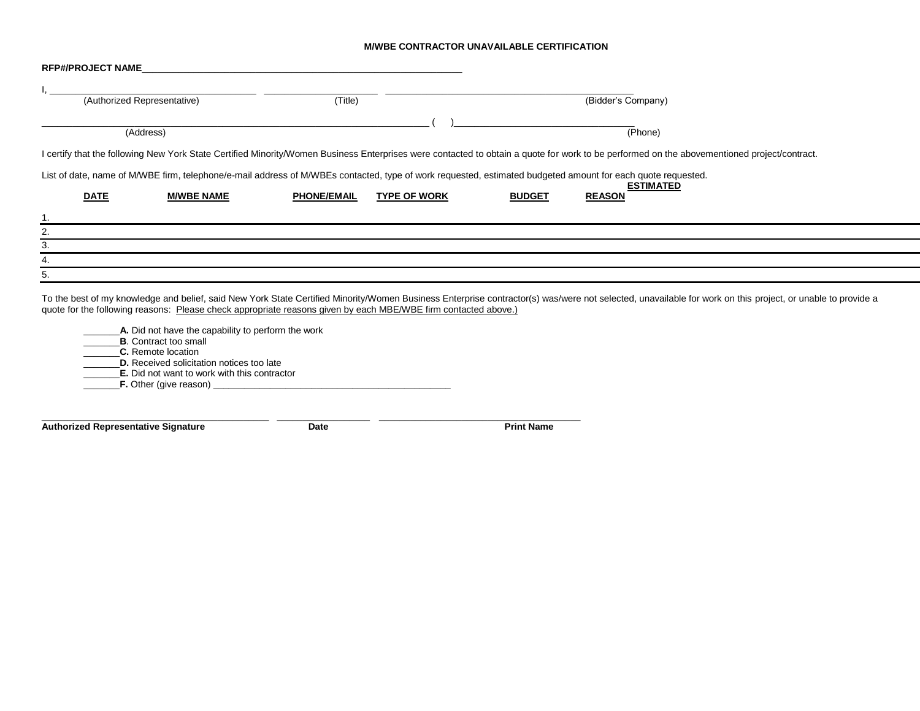# M/WBE CONTRACTOR UNAVAILABLE CERTIFICATION

**RFP#/PROJECT NAME**_______________________________________________________________

I, ________________________________________ ______________________ ________________________________________________

(Authorized Representative) (Title) (Bidder's Company)

_____________________________________________________________________________ ( )__________________________________

(Address) (Phone)

I certify that the following New York State Certified Minority/Women Business Enterprises were contacted to obtain a quote for work to be performed on the abovementioned project/contract.

List of date, name of M/WBE firm, telephone/e-mail address of M/WBEs contacted, type of work requested, estimated budgeted amount for each quote requested.

| | DATE | M/WBE NAME | PHONE/EMAIL | TYPE OF WORK | ESTIMATED BUDGET | REASON |
|---|---|---|---|---|---|---|
| 1. | | | | | | |
| 2. | | | | | | |
| 3. | | | | | | |
| 4. | | | | | | |
| 5. | | | | | | |

To the best of my knowledge and belief, said New York State Certified Minority/Women Business Enterprise contractor(s) was/were not selected, unavailable for work on this project, or unable to provide a quote for the following reasons: Please check appropriate reasons given by each MBE/WBE firm contacted above.)

_______**A.** Did not have the capability to perform the work
_______**B**. Contract too small
_______**C.** Remote location
_______**D.** Received solicitation notices too late
_______**E.** Did not want to work with this contractor
_______**F.** Other (give reason) ______________________________________________

_____________________________________________ ____________________ ________________________________________

**Authorized Representative Signature** **Date** **Print Name**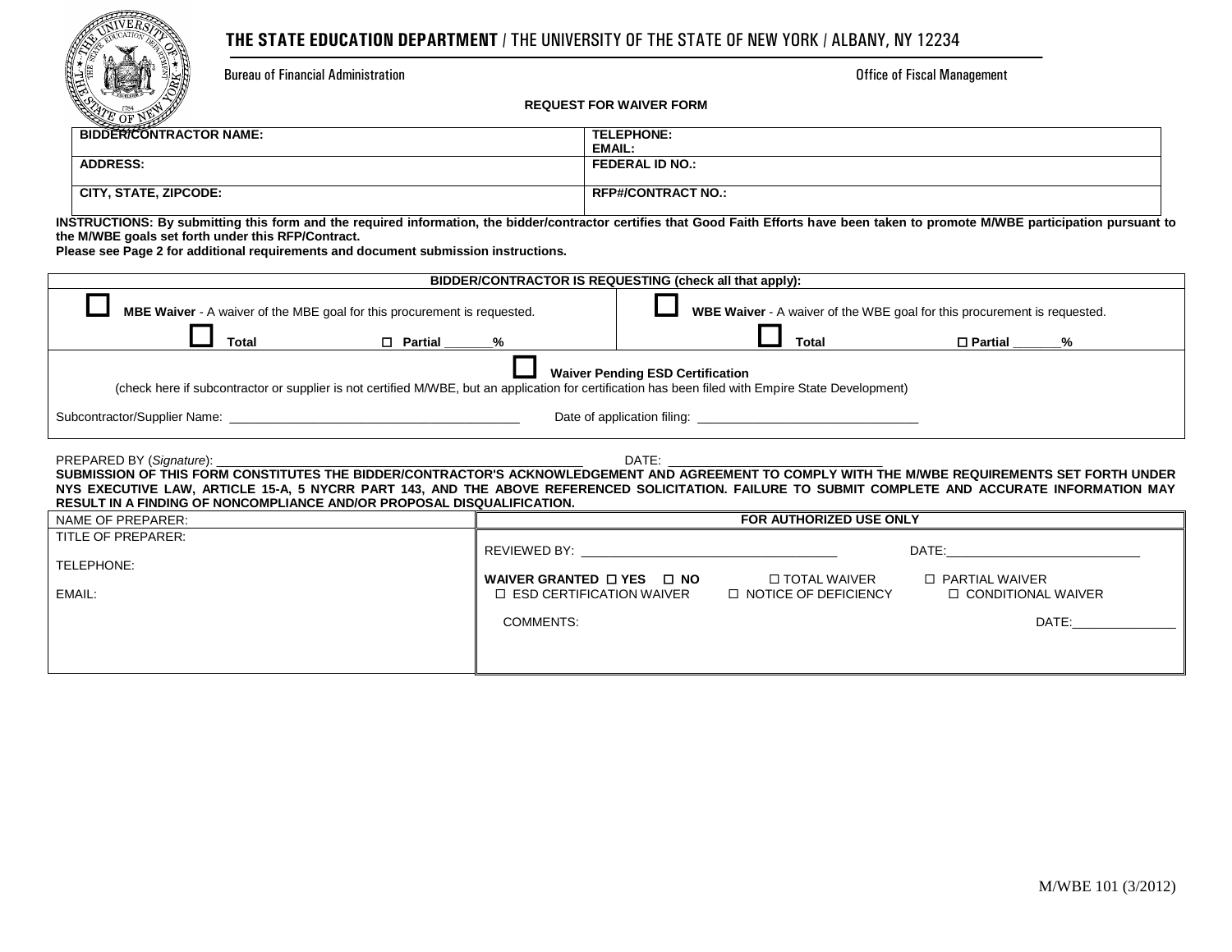**THE STATE EDUCATION DEPARTMENT** / THE UNIVERSITY OF THE STATE OF NEW YORK / ALBANY, NY 12234

Bureau of Financial Administration — Office of Fiscal Management

# REQUEST FOR WAIVER FORM

| | |
|---|---|
| **BIDDER/CONTRACTOR NAME:** | **TELEPHONE:**<br>**EMAIL:** |
| **ADDRESS:** | **FEDERAL ID NO.:** |
| **CITY, STATE, ZIPCODE:** | **RFP#/CONTRACT NO.:** |

**INSTRUCTIONS: By submitting this form and the required information, the bidder/contractor certifies that Good Faith Efforts have been taken to promote M/WBE participation pursuant to the M/WBE goals set forth under this RFP/Contract.**
**Please see Page 2 for additional requirements and document submission instructions.**

| **BIDDER/CONTRACTOR IS REQUESTING (check all that apply):** | |
|---|---|
| ☐ **MBE Waiver** - A waiver of the MBE goal for this procurement is requested.<br>☐ **Total** ☐ **Partial** _______% | ☐ **WBE Waiver** - A waiver of the WBE goal for this procurement is requested.<br>☐ **Total** ☐ **Partial** _______% |
| ☐ **Waiver Pending ESD Certification**<br>(check here if subcontractor or supplier is not certified M/WBE, but an application for certification has been filed with Empire State Development)<br>Subcontractor/Supplier Name: ______________________ Date of application filing: ______________________ | |

PREPARED BY (*Signature*): ______________________ DATE: ______________________

**SUBMISSION OF THIS FORM CONSTITUTES THE BIDDER/CONTRACTOR'S ACKNOWLEDGEMENT AND AGREEMENT TO COMPLY WITH THE M/WBE REQUIREMENTS SET FORTH UNDER NYS EXECUTIVE LAW, ARTICLE 15-A, 5 NYCRR PART 143, AND THE ABOVE REFERENCED SOLICITATION. FAILURE TO SUBMIT COMPLETE AND ACCURATE INFORMATION MAY RESULT IN A FINDING OF NONCOMPLIANCE AND/OR PROPOSAL DISQUALIFICATION.**

| NAME OF PREPARER: | **FOR AUTHORIZED USE ONLY** |
|---|---|
| TITLE OF PREPARER:<br>TELEPHONE:<br>EMAIL: | REVIEWED BY: ______________________ DATE: ______________________<br>**WAIVER GRANTED** ☐ **YES** ☐ **NO** ☐ TOTAL WAIVER ☐ PARTIAL WAIVER<br>☐ ESD CERTIFICATION WAIVER ☐ NOTICE OF DEFICIENCY ☐ CONDITIONAL WAIVER<br>COMMENTS: DATE: ______________ |

M/WBE 101 (3/2012)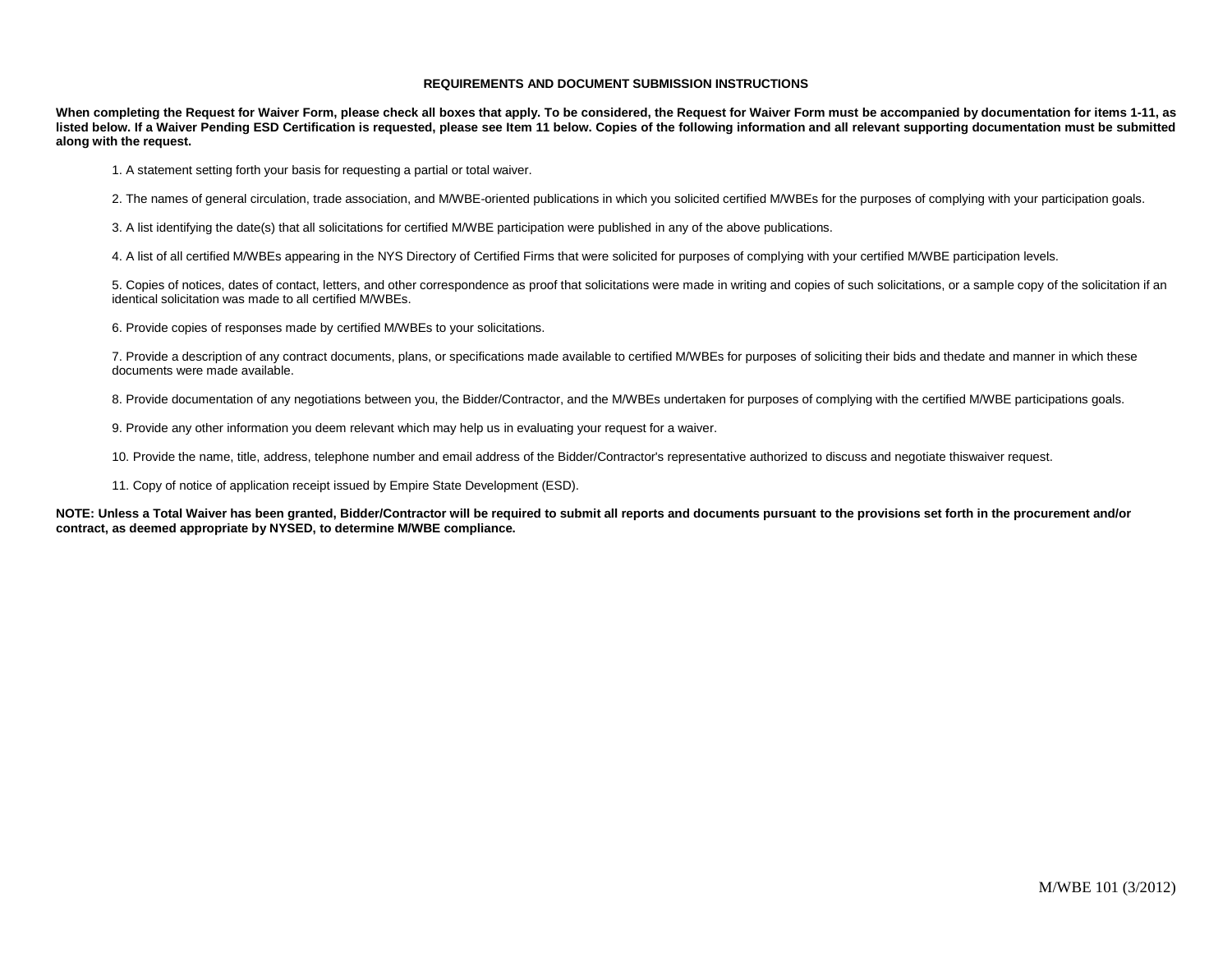**REQUIREMENTS AND DOCUMENT SUBMISSION INSTRUCTIONS**

**When completing the Request for Waiver Form, please check all boxes that apply. To be considered, the Request for Waiver Form must be accompanied by documentation for items 1-11, as listed below. If a Waiver Pending ESD Certification is requested, please see Item 11 below. Copies of the following information and all relevant supporting documentation must be submitted along with the request.**

1. A statement setting forth your basis for requesting a partial or total waiver.

2. The names of general circulation, trade association, and M/WBE-oriented publications in which you solicited certified M/WBEs for the purposes of complying with your participation goals.

3. A list identifying the date(s) that all solicitations for certified M/WBE participation were published in any of the above publications.

4. A list of all certified M/WBEs appearing in the NYS Directory of Certified Firms that were solicited for purposes of complying with your certified M/WBE participation levels.

5. Copies of notices, dates of contact, letters, and other correspondence as proof that solicitations were made in writing and copies of such solicitations, or a sample copy of the solicitation if an identical solicitation was made to all certified M/WBEs.

6. Provide copies of responses made by certified M/WBEs to your solicitations.

7. Provide a description of any contract documents, plans, or specifications made available to certified M/WBEs for purposes of soliciting their bids and thedate and manner in which these documents were made available.

8. Provide documentation of any negotiations between you, the Bidder/Contractor, and the M/WBEs undertaken for purposes of complying with the certified M/WBE participations goals.

9. Provide any other information you deem relevant which may help us in evaluating your request for a waiver.

10. Provide the name, title, address, telephone number and email address of the Bidder/Contractor's representative authorized to discuss and negotiate thiswaiver request.

11. Copy of notice of application receipt issued by Empire State Development (ESD).

**NOTE: Unless a Total Waiver has been granted, Bidder/Contractor will be required to submit all reports and documents pursuant to the provisions set forth in the procurement and/or contract, as deemed appropriate by NYSED, to determine M/WBE compliance.**

M/WBE 101 (3/2012)